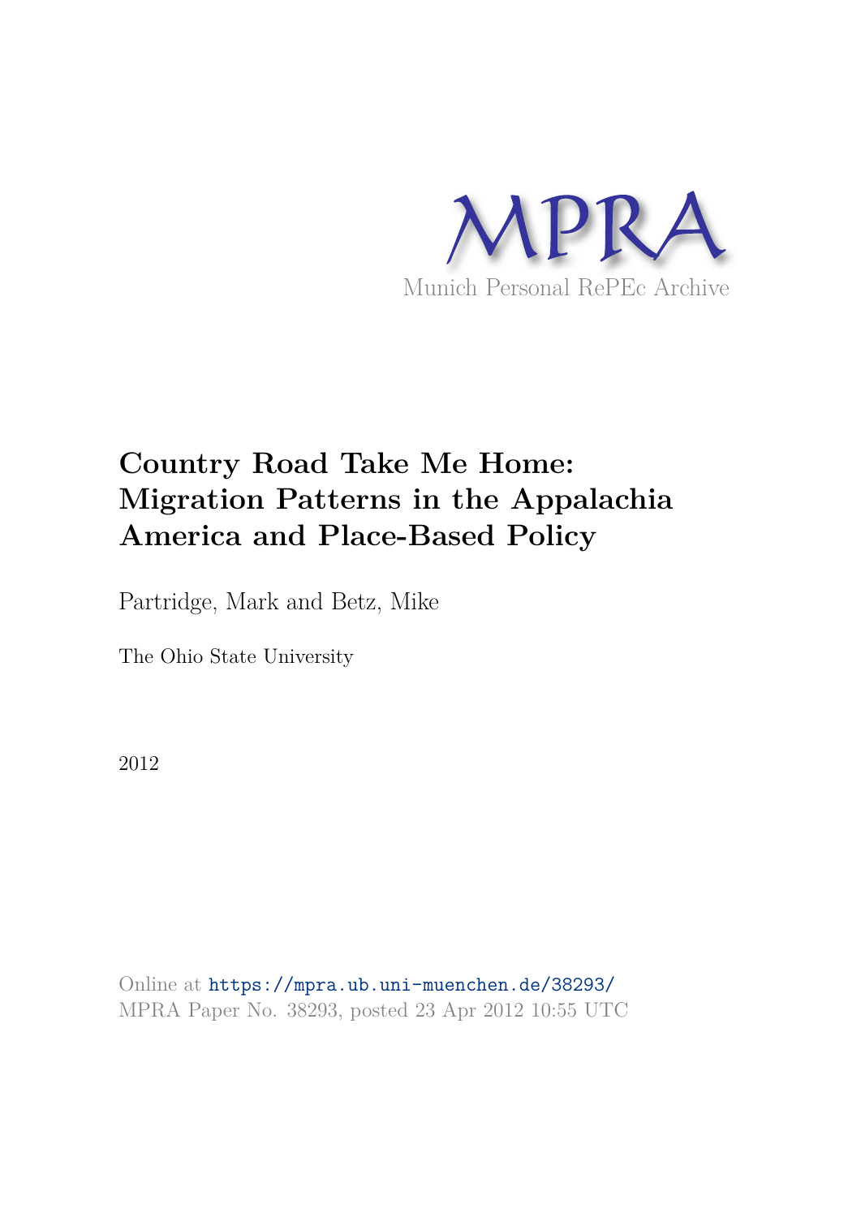MPRA

Munich Personal RePEc Archive

# Country Road Take Me Home: Migration Patterns in the Appalachia America and Place-Based Policy

Partridge, Mark and Betz, Mike

The Ohio State University

2012

Online at https://mpra.ub.uni-muenchen.de/38293/
MPRA Paper No. 38293, posted 23 Apr 2012 10:55 UTC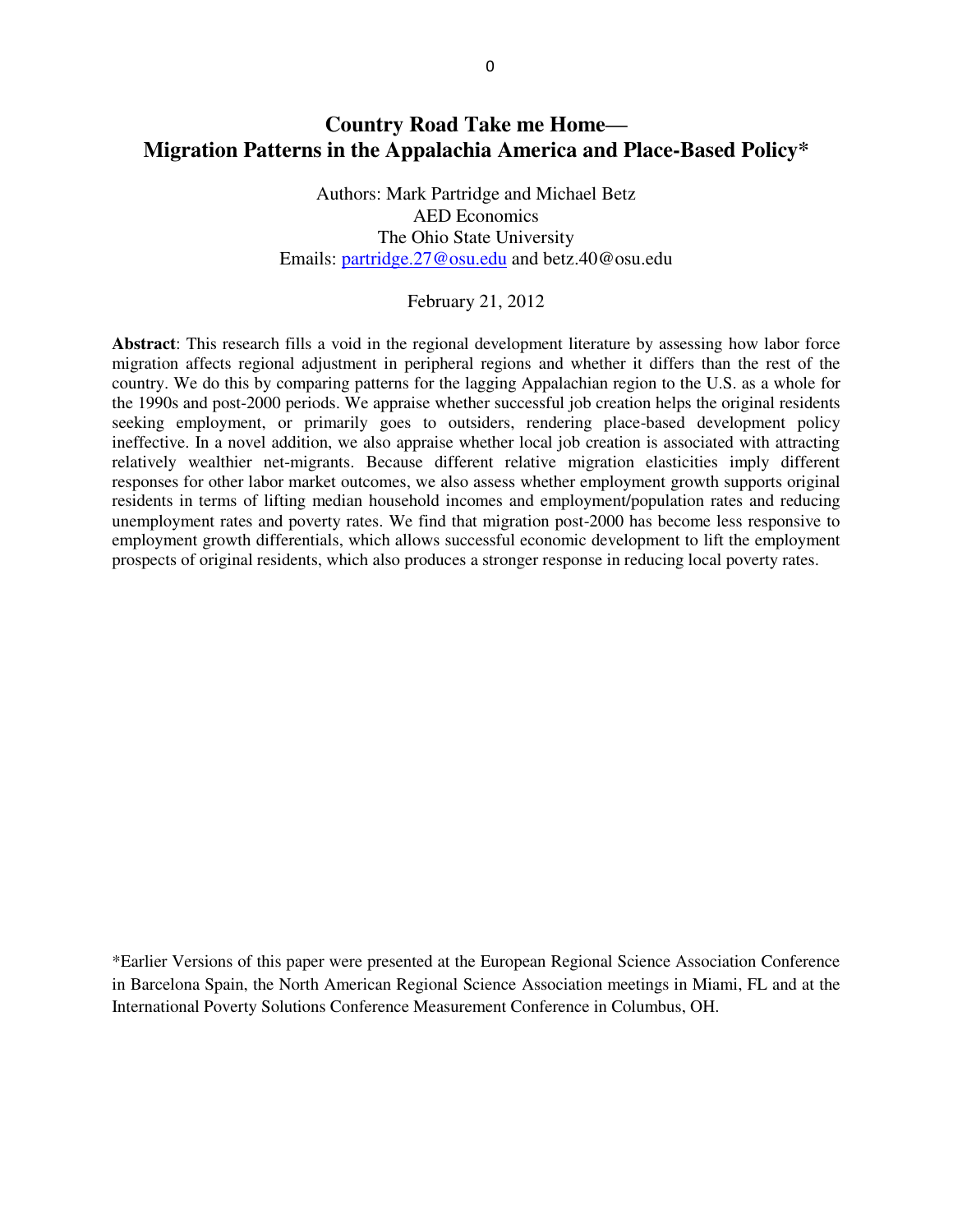# Country Road Take me Home—
# Migration Patterns in the Appalachia America and Place-Based Policy*

Authors: Mark Partridge and Michael Betz
AED Economics
The Ohio State University
Emails: partridge.27@osu.edu and betz.40@osu.edu

February 21, 2012

**Abstract**: This research fills a void in the regional development literature by assessing how labor force migration affects regional adjustment in peripheral regions and whether it differs than the rest of the country. We do this by comparing patterns for the lagging Appalachian region to the U.S. as a whole for the 1990s and post-2000 periods. We appraise whether successful job creation helps the original residents seeking employment, or primarily goes to outsiders, rendering place-based development policy ineffective. In a novel addition, we also appraise whether local job creation is associated with attracting relatively wealthier net-migrants. Because different relative migration elasticities imply different responses for other labor market outcomes, we also assess whether employment growth supports original residents in terms of lifting median household incomes and employment/population rates and reducing unemployment rates and poverty rates. We find that migration post-2000 has become less responsive to employment growth differentials, which allows successful economic development to lift the employment prospects of original residents, which also produces a stronger response in reducing local poverty rates.

*Earlier Versions of this paper were presented at the European Regional Science Association Conference in Barcelona Spain, the North American Regional Science Association meetings in Miami, FL and at the International Poverty Solutions Conference Measurement Conference in Columbus, OH.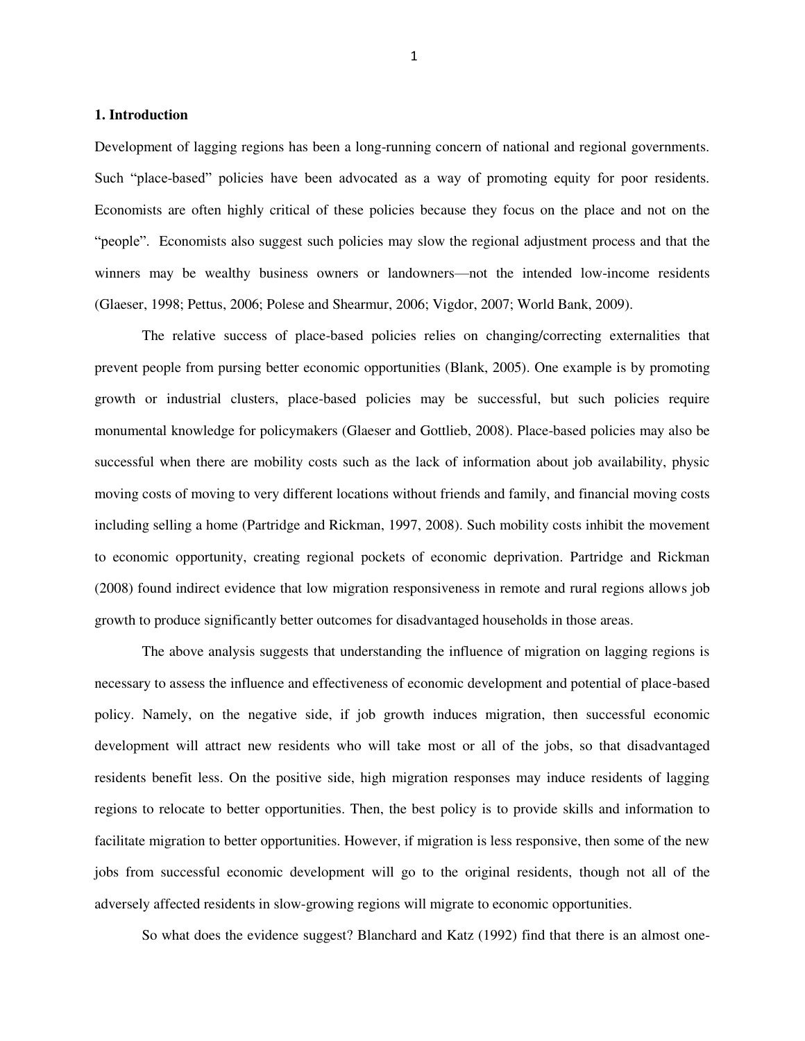## 1. Introduction

Development of lagging regions has been a long-running concern of national and regional governments. Such "place-based" policies have been advocated as a way of promoting equity for poor residents. Economists are often highly critical of these policies because they focus on the place and not on the "people". Economists also suggest such policies may slow the regional adjustment process and that the winners may be wealthy business owners or landowners—not the intended low-income residents (Glaeser, 1998; Pettus, 2006; Polese and Shearmur, 2006; Vigdor, 2007; World Bank, 2009).

The relative success of place-based policies relies on changing/correcting externalities that prevent people from pursing better economic opportunities (Blank, 2005). One example is by promoting growth or industrial clusters, place-based policies may be successful, but such policies require monumental knowledge for policymakers (Glaeser and Gottlieb, 2008). Place-based policies may also be successful when there are mobility costs such as the lack of information about job availability, physic moving costs of moving to very different locations without friends and family, and financial moving costs including selling a home (Partridge and Rickman, 1997, 2008). Such mobility costs inhibit the movement to economic opportunity, creating regional pockets of economic deprivation. Partridge and Rickman (2008) found indirect evidence that low migration responsiveness in remote and rural regions allows job growth to produce significantly better outcomes for disadvantaged households in those areas.

The above analysis suggests that understanding the influence of migration on lagging regions is necessary to assess the influence and effectiveness of economic development and potential of place-based policy. Namely, on the negative side, if job growth induces migration, then successful economic development will attract new residents who will take most or all of the jobs, so that disadvantaged residents benefit less. On the positive side, high migration responses may induce residents of lagging regions to relocate to better opportunities. Then, the best policy is to provide skills and information to facilitate migration to better opportunities. However, if migration is less responsive, then some of the new jobs from successful economic development will go to the original residents, though not all of the adversely affected residents in slow-growing regions will migrate to economic opportunities.

So what does the evidence suggest? Blanchard and Katz (1992) find that there is an almost one-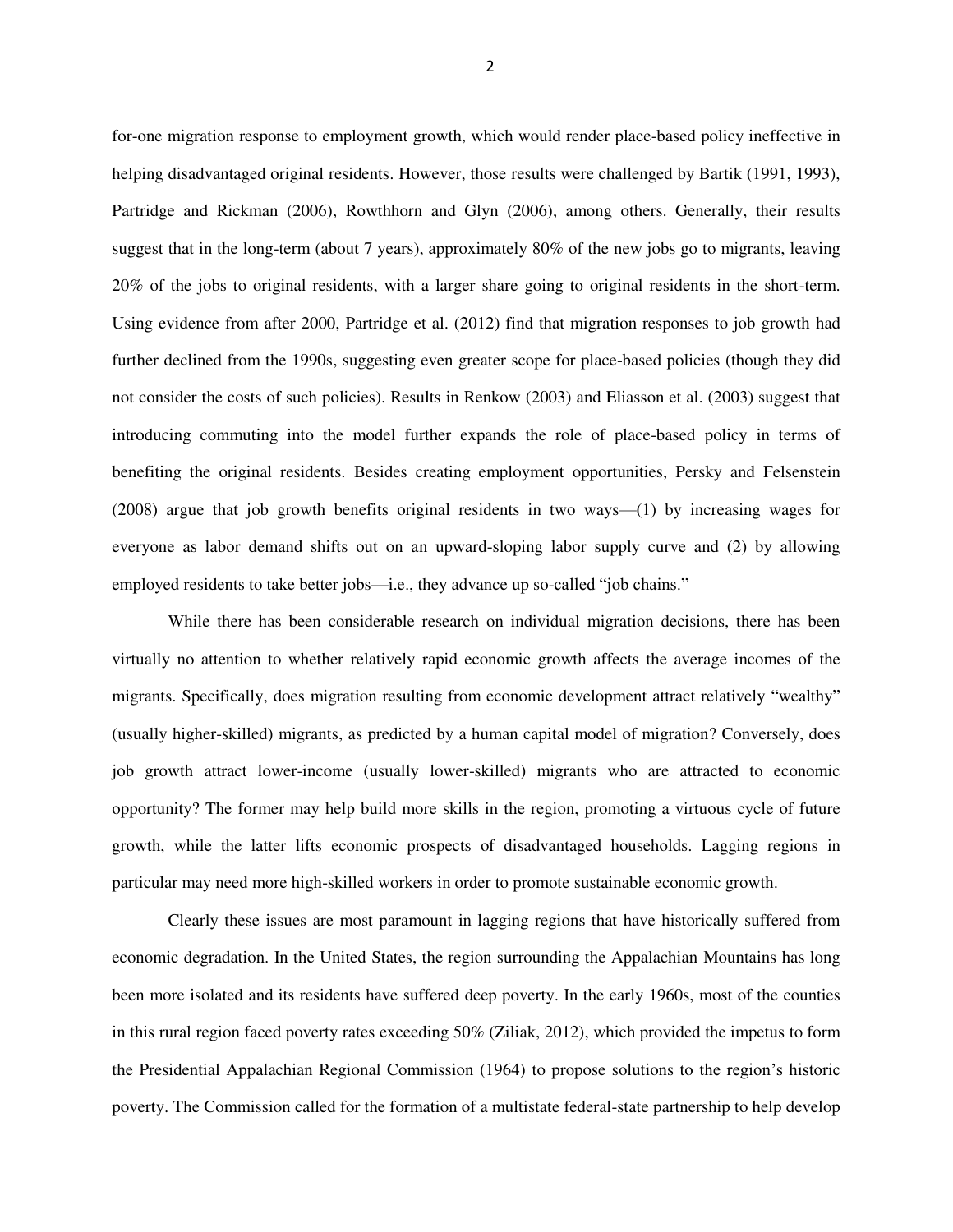for-one migration response to employment growth, which would render place-based policy ineffective in helping disadvantaged original residents. However, those results were challenged by Bartik (1991, 1993), Partridge and Rickman (2006), Rowthhorn and Glyn (2006), among others. Generally, their results suggest that in the long-term (about 7 years), approximately 80% of the new jobs go to migrants, leaving 20% of the jobs to original residents, with a larger share going to original residents in the short-term. Using evidence from after 2000, Partridge et al. (2012) find that migration responses to job growth had further declined from the 1990s, suggesting even greater scope for place-based policies (though they did not consider the costs of such policies). Results in Renkow (2003) and Eliasson et al. (2003) suggest that introducing commuting into the model further expands the role of place-based policy in terms of benefiting the original residents. Besides creating employment opportunities, Persky and Felsenstein (2008) argue that job growth benefits original residents in two ways—(1) by increasing wages for everyone as labor demand shifts out on an upward-sloping labor supply curve and (2) by allowing employed residents to take better jobs—i.e., they advance up so-called "job chains."

While there has been considerable research on individual migration decisions, there has been virtually no attention to whether relatively rapid economic growth affects the average incomes of the migrants. Specifically, does migration resulting from economic development attract relatively "wealthy" (usually higher-skilled) migrants, as predicted by a human capital model of migration? Conversely, does job growth attract lower-income (usually lower-skilled) migrants who are attracted to economic opportunity? The former may help build more skills in the region, promoting a virtuous cycle of future growth, while the latter lifts economic prospects of disadvantaged households. Lagging regions in particular may need more high-skilled workers in order to promote sustainable economic growth.

Clearly these issues are most paramount in lagging regions that have historically suffered from economic degradation. In the United States, the region surrounding the Appalachian Mountains has long been more isolated and its residents have suffered deep poverty. In the early 1960s, most of the counties in this rural region faced poverty rates exceeding 50% (Ziliak, 2012), which provided the impetus to form the Presidential Appalachian Regional Commission (1964) to propose solutions to the region's historic poverty. The Commission called for the formation of a multistate federal-state partnership to help develop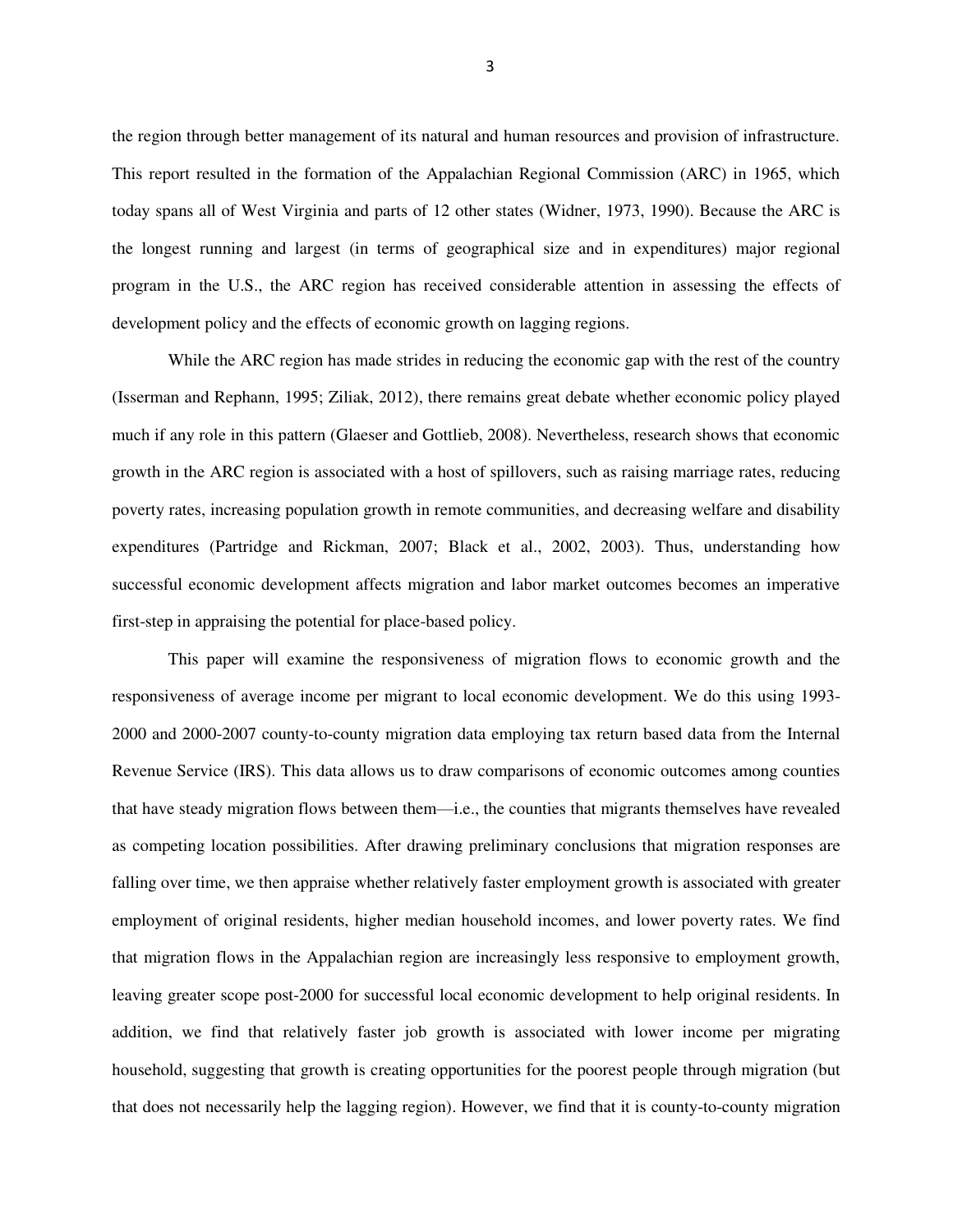the region through better management of its natural and human resources and provision of infrastructure. This report resulted in the formation of the Appalachian Regional Commission (ARC) in 1965, which today spans all of West Virginia and parts of 12 other states (Widner, 1973, 1990). Because the ARC is the longest running and largest (in terms of geographical size and in expenditures) major regional program in the U.S., the ARC region has received considerable attention in assessing the effects of development policy and the effects of economic growth on lagging regions.

While the ARC region has made strides in reducing the economic gap with the rest of the country (Isserman and Rephann, 1995; Ziliak, 2012), there remains great debate whether economic policy played much if any role in this pattern (Glaeser and Gottlieb, 2008). Nevertheless, research shows that economic growth in the ARC region is associated with a host of spillovers, such as raising marriage rates, reducing poverty rates, increasing population growth in remote communities, and decreasing welfare and disability expenditures (Partridge and Rickman, 2007; Black et al., 2002, 2003). Thus, understanding how successful economic development affects migration and labor market outcomes becomes an imperative first-step in appraising the potential for place-based policy.

This paper will examine the responsiveness of migration flows to economic growth and the responsiveness of average income per migrant to local economic development. We do this using 1993-2000 and 2000-2007 county-to-county migration data employing tax return based data from the Internal Revenue Service (IRS). This data allows us to draw comparisons of economic outcomes among counties that have steady migration flows between them—i.e., the counties that migrants themselves have revealed as competing location possibilities. After drawing preliminary conclusions that migration responses are falling over time, we then appraise whether relatively faster employment growth is associated with greater employment of original residents, higher median household incomes, and lower poverty rates. We find that migration flows in the Appalachian region are increasingly less responsive to employment growth, leaving greater scope post-2000 for successful local economic development to help original residents. In addition, we find that relatively faster job growth is associated with lower income per migrating household, suggesting that growth is creating opportunities for the poorest people through migration (but that does not necessarily help the lagging region). However, we find that it is county-to-county migration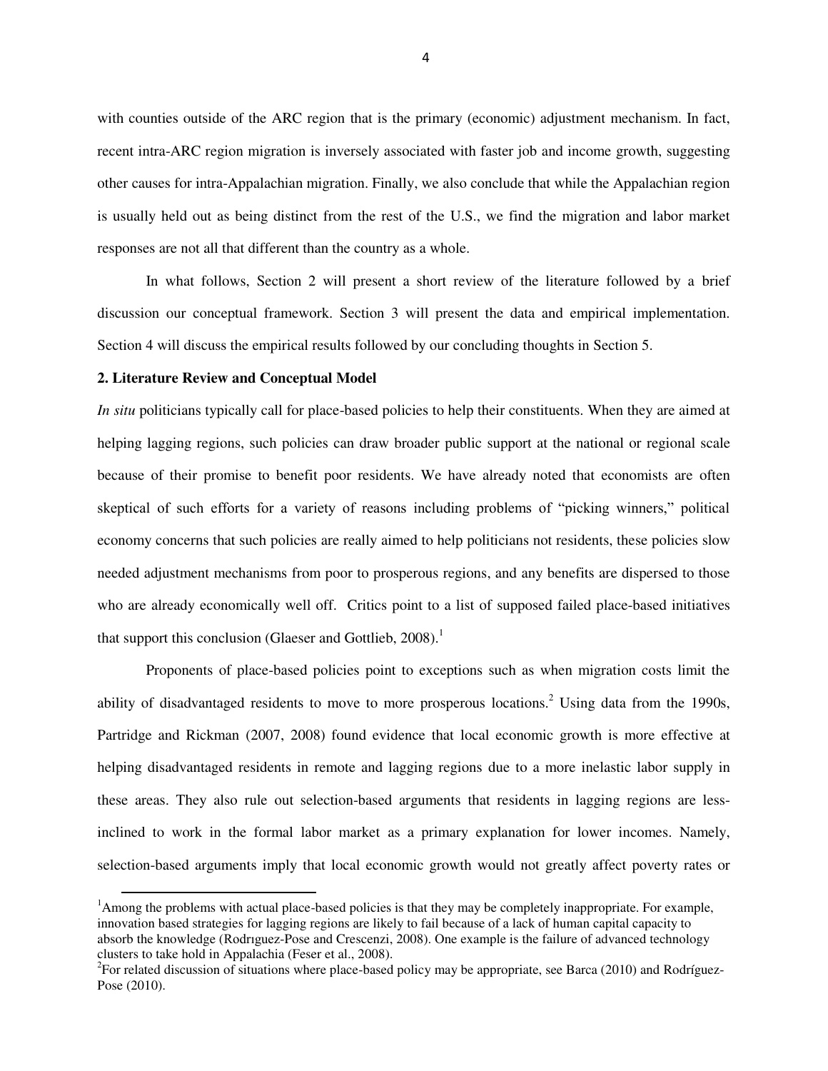with counties outside of the ARC region that is the primary (economic) adjustment mechanism. In fact, recent intra-ARC region migration is inversely associated with faster job and income growth, suggesting other causes for intra-Appalachian migration. Finally, we also conclude that while the Appalachian region is usually held out as being distinct from the rest of the U.S., we find the migration and labor market responses are not all that different than the country as a whole.

In what follows, Section 2 will present a short review of the literature followed by a brief discussion our conceptual framework. Section 3 will present the data and empirical implementation. Section 4 will discuss the empirical results followed by our concluding thoughts in Section 5.

## 2. Literature Review and Conceptual Model

*In situ* politicians typically call for place-based policies to help their constituents. When they are aimed at helping lagging regions, such policies can draw broader public support at the national or regional scale because of their promise to benefit poor residents. We have already noted that economists are often skeptical of such efforts for a variety of reasons including problems of "picking winners," political economy concerns that such policies are really aimed to help politicians not residents, these policies slow needed adjustment mechanisms from poor to prosperous regions, and any benefits are dispersed to those who are already economically well off. Critics point to a list of supposed failed place-based initiatives that support this conclusion (Glaeser and Gottlieb, 2008).[1]

Proponents of place-based policies point to exceptions such as when migration costs limit the ability of disadvantaged residents to move to more prosperous locations.[2] Using data from the 1990s, Partridge and Rickman (2007, 2008) found evidence that local economic growth is more effective at helping disadvantaged residents in remote and lagging regions due to a more inelastic labor supply in these areas. They also rule out selection-based arguments that residents in lagging regions are less-inclined to work in the formal labor market as a primary explanation for lower incomes. Namely, selection-based arguments imply that local economic growth would not greatly affect poverty rates or

[1] Among the problems with actual place-based policies is that they may be completely inappropriate. For example, innovation based strategies for lagging regions are likely to fail because of a lack of human capital capacity to absorb the knowledge (Rodrıguez-Pose and Crescenzi, 2008). One example is the failure of advanced technology clusters to take hold in Appalachia (Feser et al., 2008).

[2] For related discussion of situations where place-based policy may be appropriate, see Barca (2010) and Rodríguez-Pose (2010).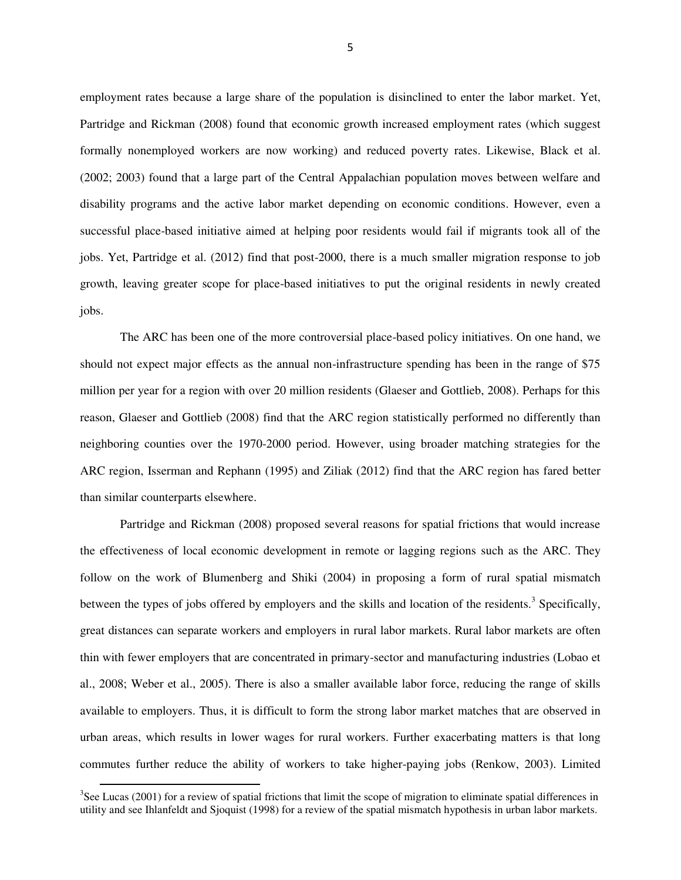employment rates because a large share of the population is disinclined to enter the labor market. Yet, Partridge and Rickman (2008) found that economic growth increased employment rates (which suggest formally nonemployed workers are now working) and reduced poverty rates. Likewise, Black et al. (2002; 2003) found that a large part of the Central Appalachian population moves between welfare and disability programs and the active labor market depending on economic conditions. However, even a successful place-based initiative aimed at helping poor residents would fail if migrants took all of the jobs. Yet, Partridge et al. (2012) find that post-2000, there is a much smaller migration response to job growth, leaving greater scope for place-based initiatives to put the original residents in newly created jobs.

The ARC has been one of the more controversial place-based policy initiatives. On one hand, we should not expect major effects as the annual non-infrastructure spending has been in the range of $75 million per year for a region with over 20 million residents (Glaeser and Gottlieb, 2008). Perhaps for this reason, Glaeser and Gottlieb (2008) find that the ARC region statistically performed no differently than neighboring counties over the 1970-2000 period. However, using broader matching strategies for the ARC region, Isserman and Rephann (1995) and Ziliak (2012) find that the ARC region has fared better than similar counterparts elsewhere.

Partridge and Rickman (2008) proposed several reasons for spatial frictions that would increase the effectiveness of local economic development in remote or lagging regions such as the ARC. They follow on the work of Blumenberg and Shiki (2004) in proposing a form of rural spatial mismatch between the types of jobs offered by employers and the skills and location of the residents.[3] Specifically, great distances can separate workers and employers in rural labor markets. Rural labor markets are often thin with fewer employers that are concentrated in primary-sector and manufacturing industries (Lobao et al., 2008; Weber et al., 2005). There is also a smaller available labor force, reducing the range of skills available to employers. Thus, it is difficult to form the strong labor market matches that are observed in urban areas, which results in lower wages for rural workers. Further exacerbating matters is that long commutes further reduce the ability of workers to take higher-paying jobs (Renkow, 2003). Limited

[3] See Lucas (2001) for a review of spatial frictions that limit the scope of migration to eliminate spatial differences in utility and see Ihlanfeldt and Sjoquist (1998) for a review of the spatial mismatch hypothesis in urban labor markets.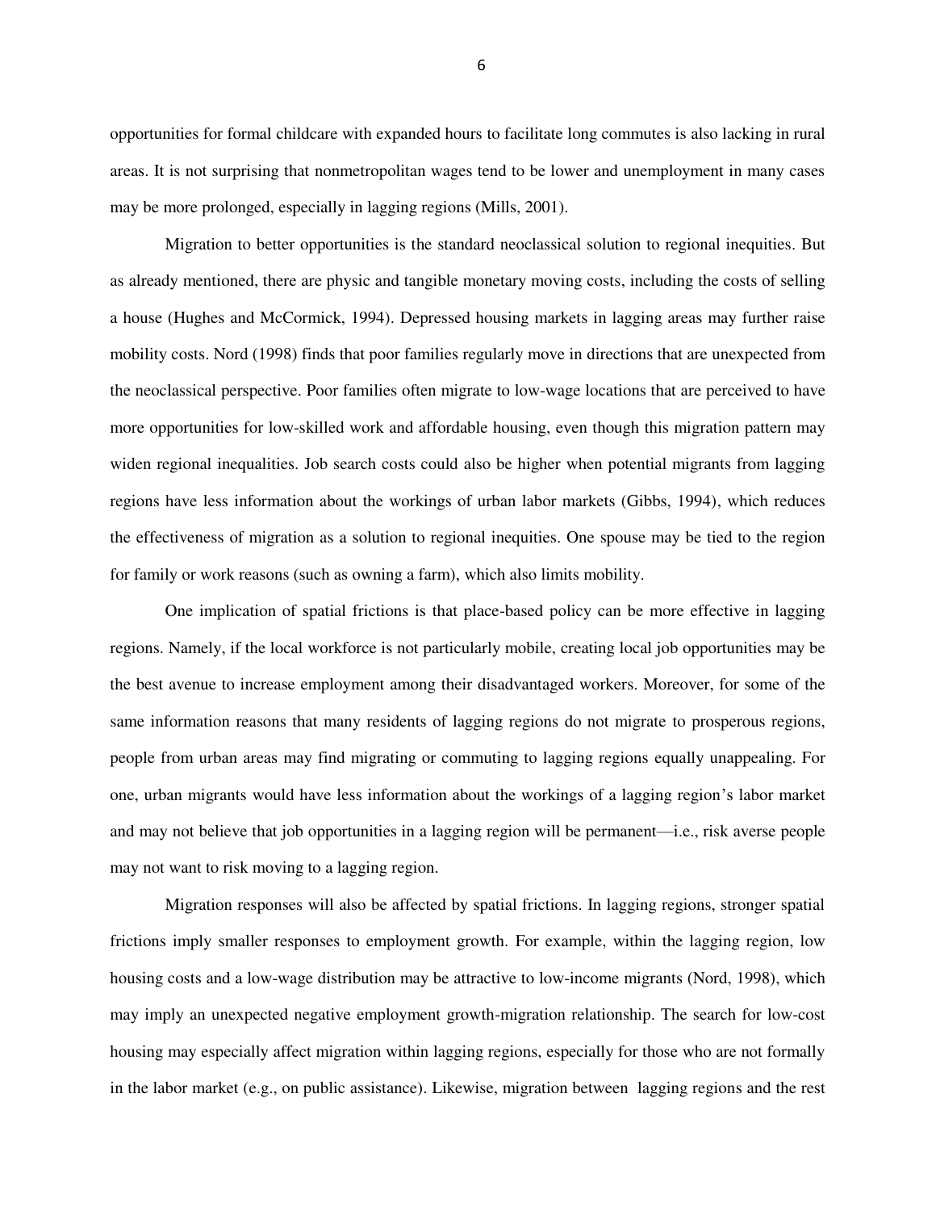opportunities for formal childcare with expanded hours to facilitate long commutes is also lacking in rural areas. It is not surprising that nonmetropolitan wages tend to be lower and unemployment in many cases may be more prolonged, especially in lagging regions (Mills, 2001).

Migration to better opportunities is the standard neoclassical solution to regional inequities. But as already mentioned, there are physic and tangible monetary moving costs, including the costs of selling a house (Hughes and McCormick, 1994). Depressed housing markets in lagging areas may further raise mobility costs. Nord (1998) finds that poor families regularly move in directions that are unexpected from the neoclassical perspective. Poor families often migrate to low-wage locations that are perceived to have more opportunities for low-skilled work and affordable housing, even though this migration pattern may widen regional inequalities. Job search costs could also be higher when potential migrants from lagging regions have less information about the workings of urban labor markets (Gibbs, 1994), which reduces the effectiveness of migration as a solution to regional inequities. One spouse may be tied to the region for family or work reasons (such as owning a farm), which also limits mobility.

One implication of spatial frictions is that place-based policy can be more effective in lagging regions. Namely, if the local workforce is not particularly mobile, creating local job opportunities may be the best avenue to increase employment among their disadvantaged workers. Moreover, for some of the same information reasons that many residents of lagging regions do not migrate to prosperous regions, people from urban areas may find migrating or commuting to lagging regions equally unappealing. For one, urban migrants would have less information about the workings of a lagging region's labor market and may not believe that job opportunities in a lagging region will be permanent—i.e., risk averse people may not want to risk moving to a lagging region.

Migration responses will also be affected by spatial frictions. In lagging regions, stronger spatial frictions imply smaller responses to employment growth. For example, within the lagging region, low housing costs and a low-wage distribution may be attractive to low-income migrants (Nord, 1998), which may imply an unexpected negative employment growth-migration relationship. The search for low-cost housing may especially affect migration within lagging regions, especially for those who are not formally in the labor market (e.g., on public assistance). Likewise, migration between lagging regions and the rest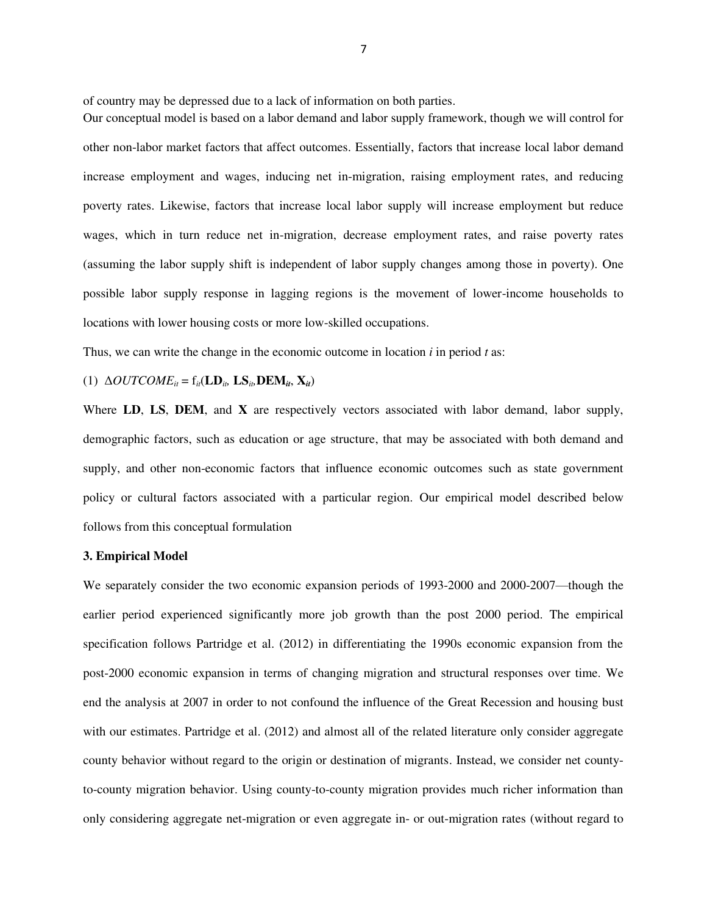of country may be depressed due to a lack of information on both parties.

Our conceptual model is based on a labor demand and labor supply framework, though we will control for other non-labor market factors that affect outcomes. Essentially, factors that increase local labor demand increase employment and wages, inducing net in-migration, raising employment rates, and reducing poverty rates. Likewise, factors that increase local labor supply will increase employment but reduce wages, which in turn reduce net in-migration, decrease employment rates, and raise poverty rates (assuming the labor supply shift is independent of labor supply changes among those in poverty). One possible labor supply response in lagging regions is the movement of lower-income households to locations with lower housing costs or more low-skilled occupations.

Thus, we can write the change in the economic outcome in location *i* in period *t* as:

$$(1)\quad \Delta OUTCOME_{it} = f_{it}(\mathbf{LD}_{it}, \mathbf{LS}_{it}, \mathbf{DEM}_{it}, \mathbf{X}_{it})$$

Where **LD**, **LS**, **DEM**, and **X** are respectively vectors associated with labor demand, labor supply, demographic factors, such as education or age structure, that may be associated with both demand and supply, and other non-economic factors that influence economic outcomes such as state government policy or cultural factors associated with a particular region. Our empirical model described below follows from this conceptual formulation

### 3. Empirical Model

We separately consider the two economic expansion periods of 1993-2000 and 2000-2007—though the earlier period experienced significantly more job growth than the post 2000 period. The empirical specification follows Partridge et al. (2012) in differentiating the 1990s economic expansion from the post-2000 economic expansion in terms of changing migration and structural responses over time. We end the analysis at 2007 in order to not confound the influence of the Great Recession and housing bust with our estimates. Partridge et al. (2012) and almost all of the related literature only consider aggregate county behavior without regard to the origin or destination of migrants. Instead, we consider net county-to-county migration behavior. Using county-to-county migration provides much richer information than only considering aggregate net-migration or even aggregate in- or out-migration rates (without regard to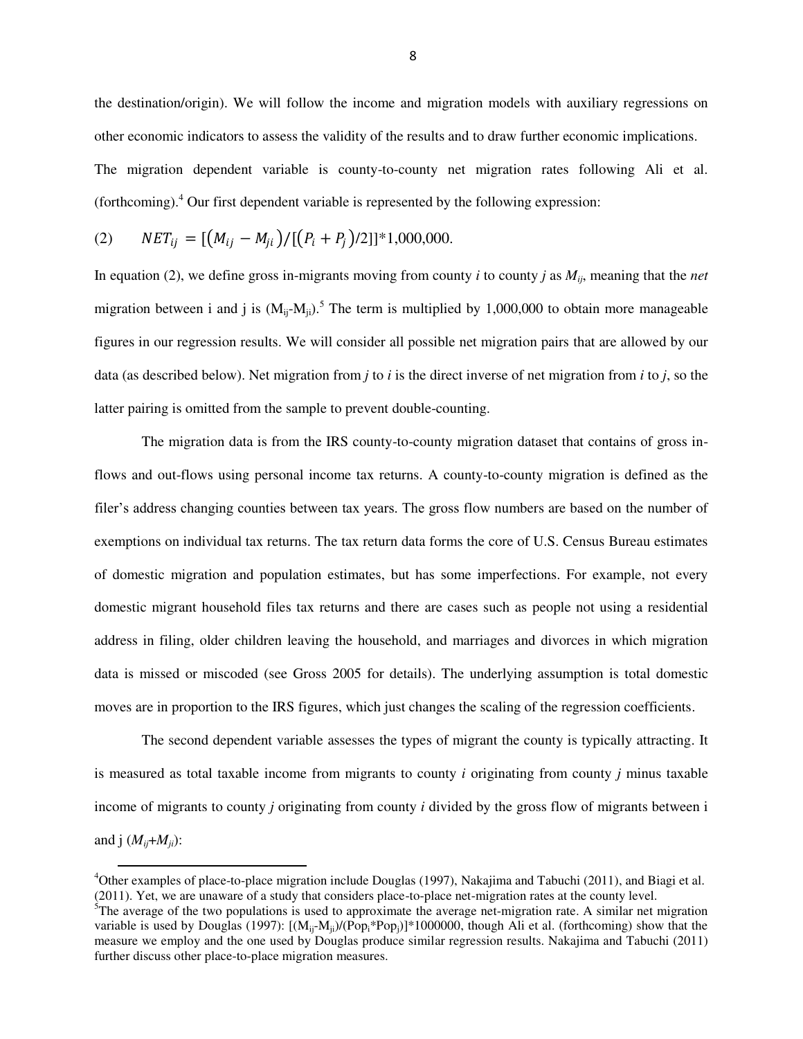the destination/origin). We will follow the income and migration models with auxiliary regressions on other economic indicators to assess the validity of the results and to draw further economic implications.

The migration dependent variable is county-to-county net migration rates following Ali et al. (forthcoming).[4] Our first dependent variable is represented by the following expression:

$$(2) \qquad NET_{ij} = [(M_{ij} - M_{ji})/[(P_i + P_j)/2]]*1{,}000{,}000.$$

In equation (2), we define gross in-migrants moving from county *i* to county *j* as $M_{ij}$, meaning that the *net* migration between i and j is ($M_{ij}$-$M_{ji}$).[5] The term is multiplied by 1,000,000 to obtain more manageable figures in our regression results. We will consider all possible net migration pairs that are allowed by our data (as described below). Net migration from *j* to *i* is the direct inverse of net migration from *i* to *j*, so the latter pairing is omitted from the sample to prevent double-counting.

The migration data is from the IRS county-to-county migration dataset that contains of gross in-flows and out-flows using personal income tax returns. A county-to-county migration is defined as the filer's address changing counties between tax years. The gross flow numbers are based on the number of exemptions on individual tax returns. The tax return data forms the core of U.S. Census Bureau estimates of domestic migration and population estimates, but has some imperfections. For example, not every domestic migrant household files tax returns and there are cases such as people not using a residential address in filing, older children leaving the household, and marriages and divorces in which migration data is missed or miscoded (see Gross 2005 for details). The underlying assumption is total domestic moves are in proportion to the IRS figures, which just changes the scaling of the regression coefficients.

The second dependent variable assesses the types of migrant the county is typically attracting. It is measured as total taxable income from migrants to county *i* originating from county *j* minus taxable income of migrants to county *j* originating from county *i* divided by the gross flow of migrants between i and j ($M_{ij}$+$M_{ji}$):

---

[4]Other examples of place-to-place migration include Douglas (1997), Nakajima and Tabuchi (2011), and Biagi et al. (2011). Yet, we are unaware of a study that considers place-to-place net-migration rates at the county level.

[5]The average of the two populations is used to approximate the average net-migration rate. A similar net migration variable is used by Douglas (1997): $[(M_{ij}-M_{ji})/(Pop_i*Pop_j)]*1000000$, though Ali et al. (forthcoming) show that the measure we employ and the one used by Douglas produce similar regression results. Nakajima and Tabuchi (2011) further discuss other place-to-place migration measures.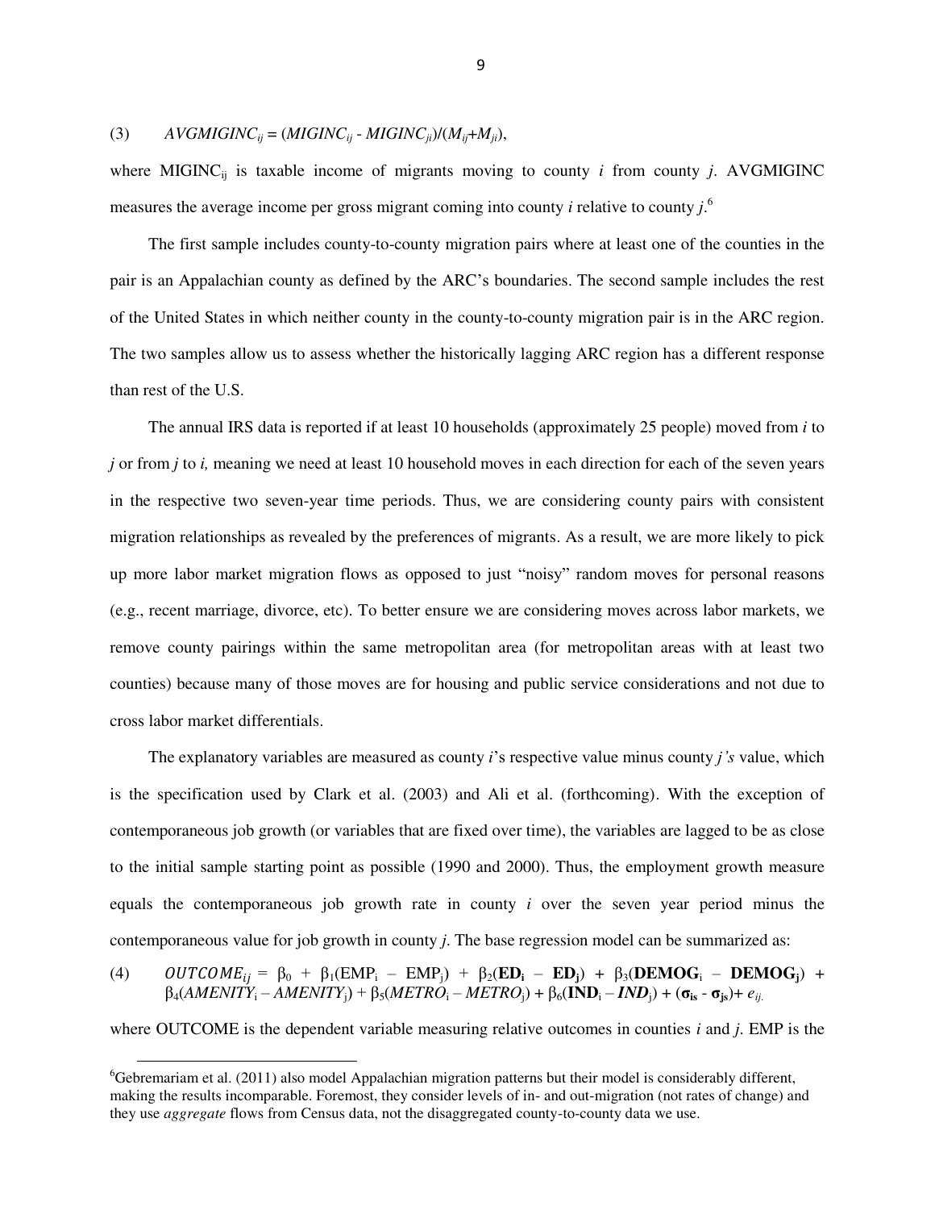(3) $AVGMIGINC_{ij} = (MIGINC_{ij} - MIGINC_{ji})/(M_{ij}+M_{ji})$,

where $MIGINC_{ij}$ is taxable income of migrants moving to county *i* from county *j*. AVGMIGINC measures the average income per gross migrant coming into county *i* relative to county *j*.[6]

The first sample includes county-to-county migration pairs where at least one of the counties in the pair is an Appalachian county as defined by the ARC's boundaries. The second sample includes the rest of the United States in which neither county in the county-to-county migration pair is in the ARC region. The two samples allow us to assess whether the historically lagging ARC region has a different response than rest of the U.S.

The annual IRS data is reported if at least 10 households (approximately 25 people) moved from *i* to *j* or from *j* to *i,* meaning we need at least 10 household moves in each direction for each of the seven years in the respective two seven-year time periods. Thus, we are considering county pairs with consistent migration relationships as revealed by the preferences of migrants. As a result, we are more likely to pick up more labor market migration flows as opposed to just "noisy" random moves for personal reasons (e.g., recent marriage, divorce, etc). To better ensure we are considering moves across labor markets, we remove county pairings within the same metropolitan area (for metropolitan areas with at least two counties) because many of those moves are for housing and public service considerations and not due to cross labor market differentials.

The explanatory variables are measured as county *i*'s respective value minus county *j's* value, which is the specification used by Clark et al. (2003) and Ali et al. (forthcoming). With the exception of contemporaneous job growth (or variables that are fixed over time), the variables are lagged to be as close to the initial sample starting point as possible (1990 and 2000). Thus, the employment growth measure equals the contemporaneous job growth rate in county *i* over the seven year period minus the contemporaneous value for job growth in county *j*. The base regression model can be summarized as:

$$(4) \quad OUTCOME_{ij} = \beta_0 + \beta_1(EMP_i - EMP_j) + \beta_2(\mathbf{ED_i} - \mathbf{ED_j}) + \beta_3(\mathbf{DEMOG}_i - \mathbf{DEMOG_j}) + \beta_4(AMENITY_i - AMENITY_j) + \beta_5(METRO_i - METRO_j) + \beta_6(\mathbf{IND}_i - \boldsymbol{IND}_j) + (\boldsymbol{\sigma}_{is} - \boldsymbol{\sigma}_{js}) + e_{ij.}$$

where OUTCOME is the dependent variable measuring relative outcomes in counties *i* and *j*. EMP is the

[6] Gebremariam et al. (2011) also model Appalachian migration patterns but their model is considerably different, making the results incomparable. Foremost, they consider levels of in- and out-migration (not rates of change) and they use *aggregate* flows from Census data, not the disaggregated county-to-county data we use.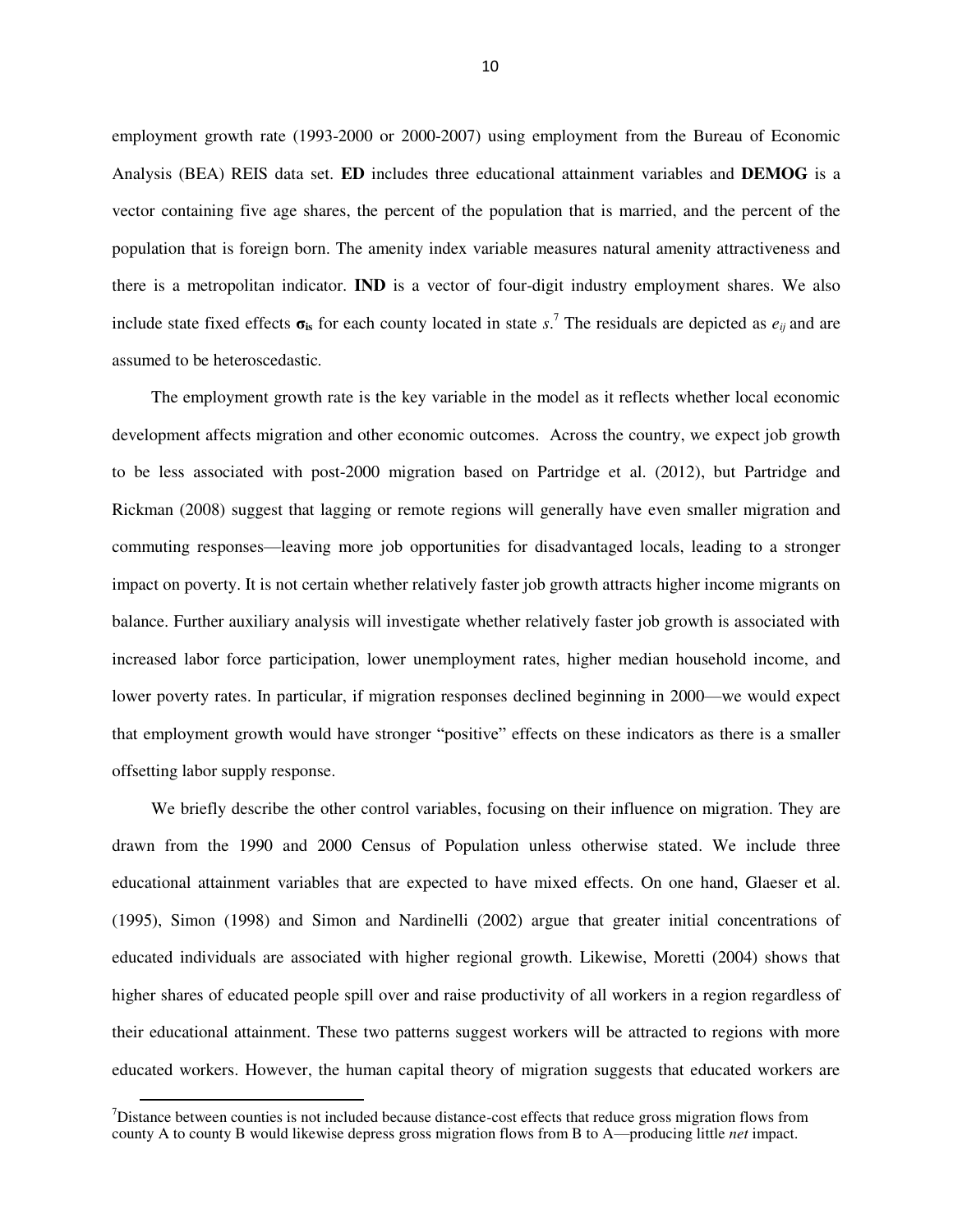employment growth rate (1993-2000 or 2000-2007) using employment from the Bureau of Economic Analysis (BEA) REIS data set. **ED** includes three educational attainment variables and **DEMOG** is a vector containing five age shares, the percent of the population that is married, and the percent of the population that is foreign born. The amenity index variable measures natural amenity attractiveness and there is a metropolitan indicator. **IND** is a vector of four-digit industry employment shares. We also include state fixed effects $\boldsymbol{\sigma}_{\mathbf{is}}$ for each county located in state $s$.[7] The residuals are depicted as $e_{ij}$ and are assumed to be heteroscedastic.

The employment growth rate is the key variable in the model as it reflects whether local economic development affects migration and other economic outcomes. Across the country, we expect job growth to be less associated with post-2000 migration based on Partridge et al. (2012), but Partridge and Rickman (2008) suggest that lagging or remote regions will generally have even smaller migration and commuting responses—leaving more job opportunities for disadvantaged locals, leading to a stronger impact on poverty. It is not certain whether relatively faster job growth attracts higher income migrants on balance. Further auxiliary analysis will investigate whether relatively faster job growth is associated with increased labor force participation, lower unemployment rates, higher median household income, and lower poverty rates. In particular, if migration responses declined beginning in 2000—we would expect that employment growth would have stronger "positive" effects on these indicators as there is a smaller offsetting labor supply response.

We briefly describe the other control variables, focusing on their influence on migration. They are drawn from the 1990 and 2000 Census of Population unless otherwise stated. We include three educational attainment variables that are expected to have mixed effects. On one hand, Glaeser et al. (1995), Simon (1998) and Simon and Nardinelli (2002) argue that greater initial concentrations of educated individuals are associated with higher regional growth. Likewise, Moretti (2004) shows that higher shares of educated people spill over and raise productivity of all workers in a region regardless of their educational attainment. These two patterns suggest workers will be attracted to regions with more educated workers. However, the human capital theory of migration suggests that educated workers are

[7] Distance between counties is not included because distance-cost effects that reduce gross migration flows from county A to county B would likewise depress gross migration flows from B to A—producing little *net* impact.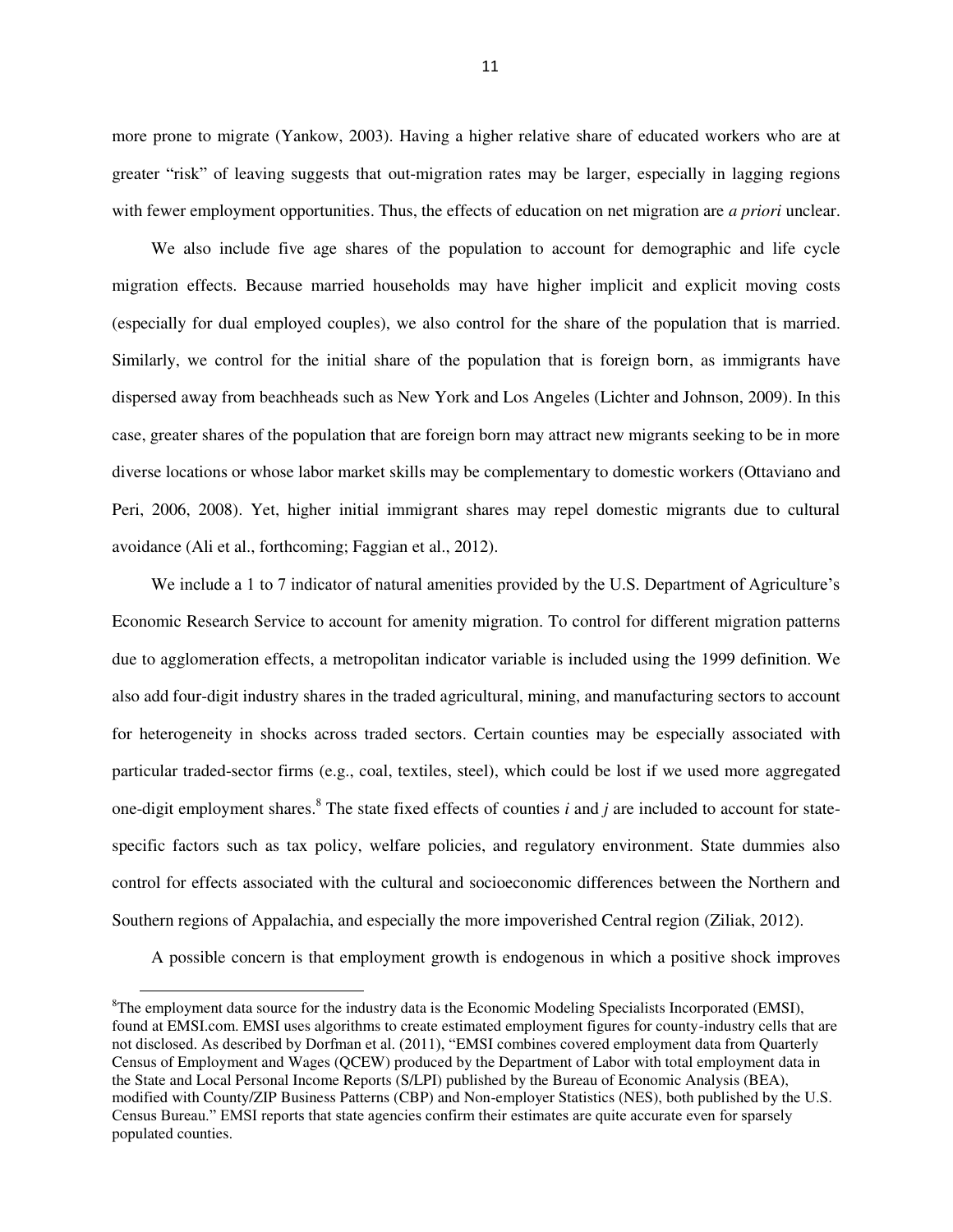more prone to migrate (Yankow, 2003). Having a higher relative share of educated workers who are at greater "risk" of leaving suggests that out-migration rates may be larger, especially in lagging regions with fewer employment opportunities. Thus, the effects of education on net migration are *a priori* unclear.

We also include five age shares of the population to account for demographic and life cycle migration effects. Because married households may have higher implicit and explicit moving costs (especially for dual employed couples), we also control for the share of the population that is married. Similarly, we control for the initial share of the population that is foreign born, as immigrants have dispersed away from beachheads such as New York and Los Angeles (Lichter and Johnson, 2009). In this case, greater shares of the population that are foreign born may attract new migrants seeking to be in more diverse locations or whose labor market skills may be complementary to domestic workers (Ottaviano and Peri, 2006, 2008). Yet, higher initial immigrant shares may repel domestic migrants due to cultural avoidance (Ali et al., forthcoming; Faggian et al., 2012).

We include a 1 to 7 indicator of natural amenities provided by the U.S. Department of Agriculture's Economic Research Service to account for amenity migration. To control for different migration patterns due to agglomeration effects, a metropolitan indicator variable is included using the 1999 definition. We also add four-digit industry shares in the traded agricultural, mining, and manufacturing sectors to account for heterogeneity in shocks across traded sectors. Certain counties may be especially associated with particular traded-sector firms (e.g., coal, textiles, steel), which could be lost if we used more aggregated one-digit employment shares.[8] The state fixed effects of counties $i$ and $j$ are included to account for state-specific factors such as tax policy, welfare policies, and regulatory environment. State dummies also control for effects associated with the cultural and socioeconomic differences between the Northern and Southern regions of Appalachia, and especially the more impoverished Central region (Ziliak, 2012).

A possible concern is that employment growth is endogenous in which a positive shock improves

---

[8]The employment data source for the industry data is the Economic Modeling Specialists Incorporated (EMSI), found at EMSI.com. EMSI uses algorithms to create estimated employment figures for county-industry cells that are not disclosed. As described by Dorfman et al. (2011), "EMSI combines covered employment data from Quarterly Census of Employment and Wages (QCEW) produced by the Department of Labor with total employment data in the State and Local Personal Income Reports (S/LPI) published by the Bureau of Economic Analysis (BEA), modified with County/ZIP Business Patterns (CBP) and Non-employer Statistics (NES), both published by the U.S. Census Bureau." EMSI reports that state agencies confirm their estimates are quite accurate even for sparsely populated counties.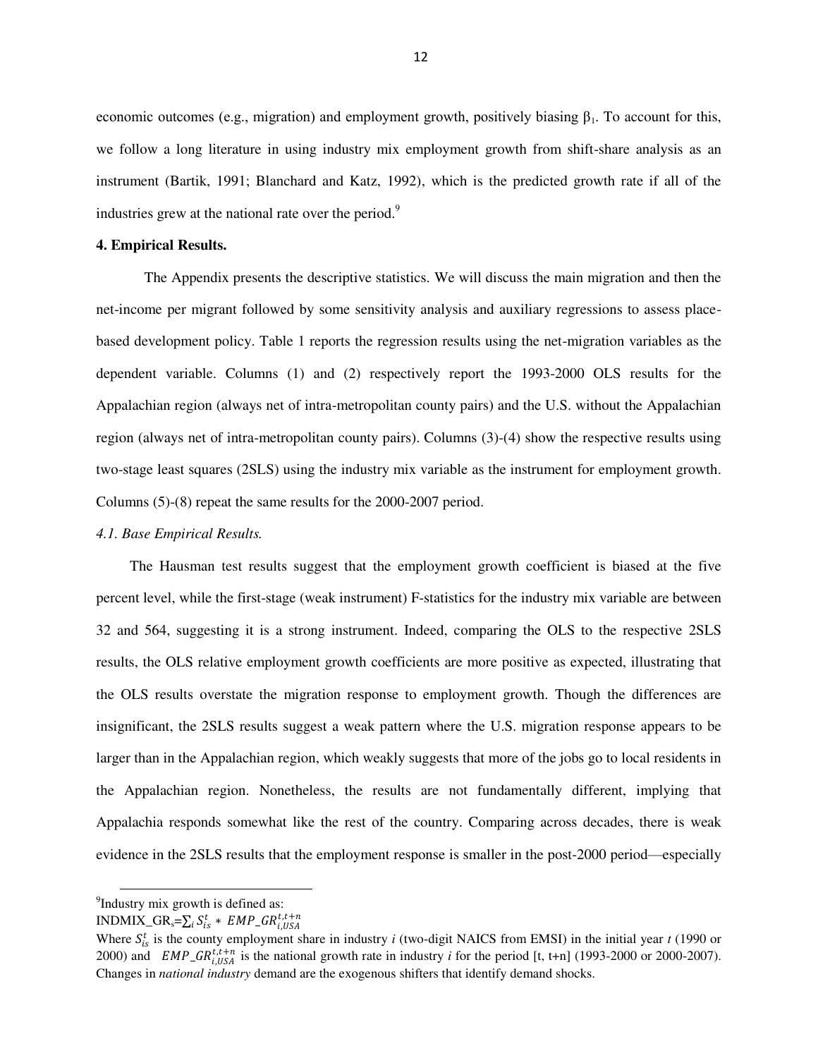economic outcomes (e.g., migration) and employment growth, positively biasing $\beta_1$. To account for this, we follow a long literature in using industry mix employment growth from shift-share analysis as an instrument (Bartik, 1991; Blanchard and Katz, 1992), which is the predicted growth rate if all of the industries grew at the national rate over the period.[9]

**4. Empirical Results.**

The Appendix presents the descriptive statistics. We will discuss the main migration and then the net-income per migrant followed by some sensitivity analysis and auxiliary regressions to assess place-based development policy. Table 1 reports the regression results using the net-migration variables as the dependent variable. Columns (1) and (2) respectively report the 1993-2000 OLS results for the Appalachian region (always net of intra-metropolitan county pairs) and the U.S. without the Appalachian region (always net of intra-metropolitan county pairs). Columns (3)-(4) show the respective results using two-stage least squares (2SLS) using the industry mix variable as the instrument for employment growth. Columns (5)-(8) repeat the same results for the 2000-2007 period.

*4.1. Base Empirical Results.*

The Hausman test results suggest that the employment growth coefficient is biased at the five percent level, while the first-stage (weak instrument) F-statistics for the industry mix variable are between 32 and 564, suggesting it is a strong instrument. Indeed, comparing the OLS to the respective 2SLS results, the OLS relative employment growth coefficients are more positive as expected, illustrating that the OLS results overstate the migration response to employment growth. Though the differences are insignificant, the 2SLS results suggest a weak pattern where the U.S. migration response appears to be larger than in the Appalachian region, which weakly suggests that more of the jobs go to local residents in the Appalachian region. Nonetheless, the results are not fundamentally different, implying that Appalachia responds somewhat like the rest of the country. Comparing across decades, there is weak evidence in the 2SLS results that the employment response is smaller in the post-2000 period—especially

[9] Industry mix growth is defined as:
$INDMIX\_GR_s = \sum_i S_{is}^t * EMP\_GR_{i,USA}^{t,t+n}$
Where $S_{is}^t$ is the county employment share in industry *i* (two-digit NAICS from EMSI) in the initial year *t* (1990 or 2000) and $EMP\_GR_{i,USA}^{t,t+n}$ is the national growth rate in industry *i* for the period [t, t+n] (1993-2000 or 2000-2007). Changes in *national industry* demand are the exogenous shifters that identify demand shocks.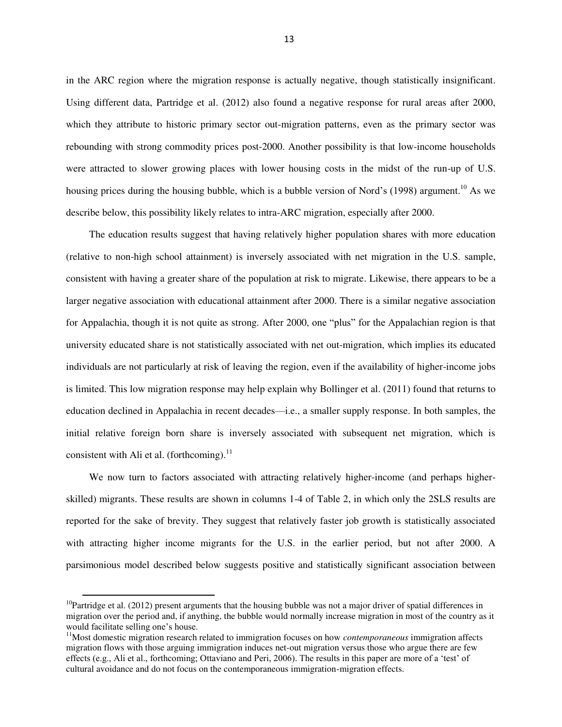in the ARC region where the migration response is actually negative, though statistically insignificant. Using different data, Partridge et al. (2012) also found a negative response for rural areas after 2000, which they attribute to historic primary sector out-migration patterns, even as the primary sector was rebounding with strong commodity prices post-2000. Another possibility is that low-income households were attracted to slower growing places with lower housing costs in the midst of the run-up of U.S. housing prices during the housing bubble, which is a bubble version of Nord's (1998) argument.[10] As we describe below, this possibility likely relates to intra-ARC migration, especially after 2000.

The education results suggest that having relatively higher population shares with more education (relative to non-high school attainment) is inversely associated with net migration in the U.S. sample, consistent with having a greater share of the population at risk to migrate. Likewise, there appears to be a larger negative association with educational attainment after 2000. There is a similar negative association for Appalachia, though it is not quite as strong. After 2000, one "plus" for the Appalachian region is that university educated share is not statistically associated with net out-migration, which implies its educated individuals are not particularly at risk of leaving the region, even if the availability of higher-income jobs is limited. This low migration response may help explain why Bollinger et al. (2011) found that returns to education declined in Appalachia in recent decades—i.e., a smaller supply response. In both samples, the initial relative foreign born share is inversely associated with subsequent net migration, which is consistent with Ali et al. (forthcoming).[11]

We now turn to factors associated with attracting relatively higher-income (and perhaps higher-skilled) migrants. These results are shown in columns 1-4 of Table 2, in which only the 2SLS results are reported for the sake of brevity. They suggest that relatively faster job growth is statistically associated with attracting higher income migrants for the U.S. in the earlier period, but not after 2000. A parsimonious model described below suggests positive and statistically significant association between

---

[10] Partridge et al. (2012) present arguments that the housing bubble was not a major driver of spatial differences in migration over the period and, if anything, the bubble would normally increase migration in most of the country as it would facilitate selling one's house.

[11] Most domestic migration research related to immigration focuses on how *contemporaneous* immigration affects migration flows with those arguing immigration induces net-out migration versus those who argue there are few effects (e.g., Ali et al., forthcoming; Ottaviano and Peri, 2006). The results in this paper are more of a 'test' of cultural avoidance and do not focus on the contemporaneous immigration-migration effects.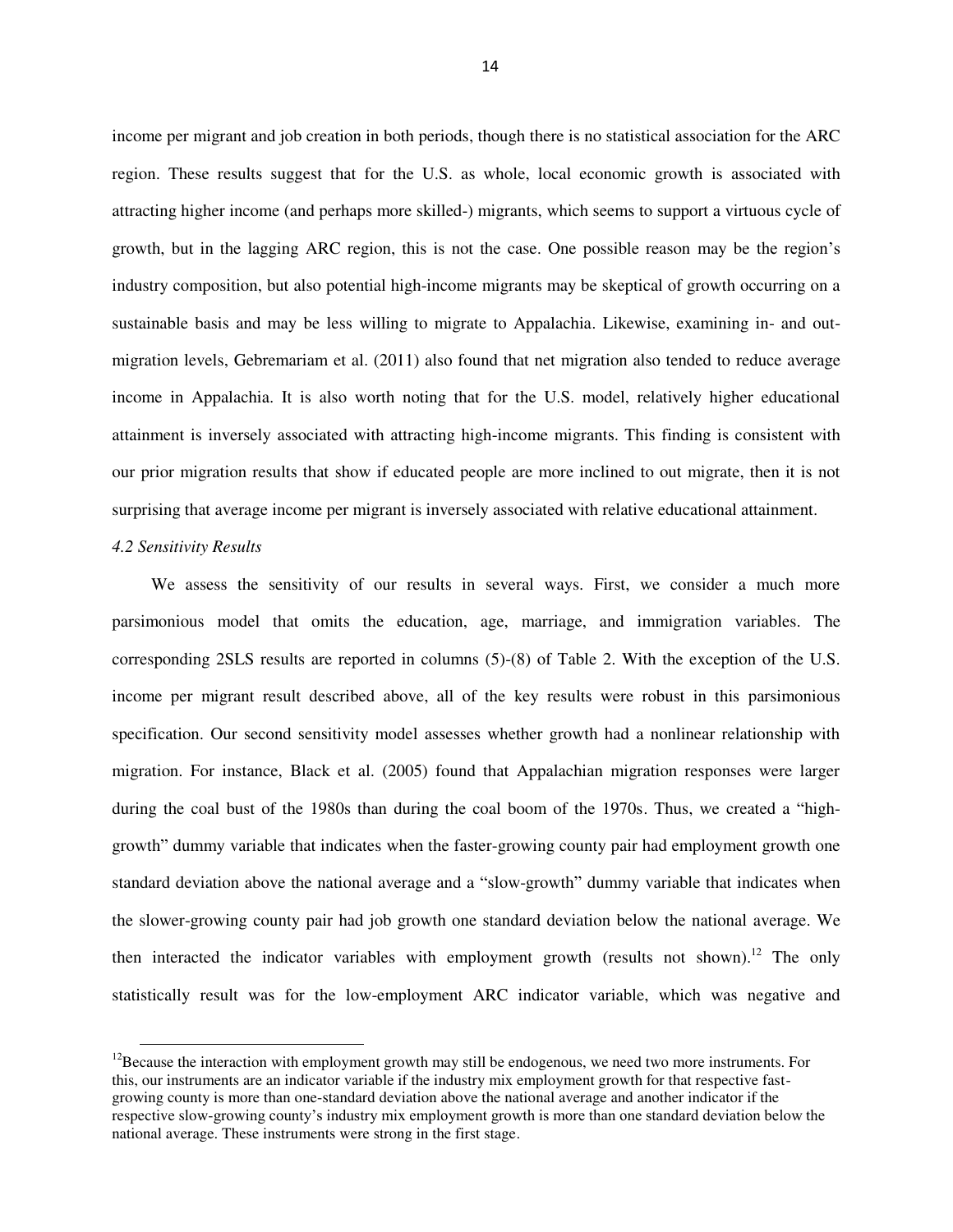income per migrant and job creation in both periods, though there is no statistical association for the ARC region. These results suggest that for the U.S. as whole, local economic growth is associated with attracting higher income (and perhaps more skilled-) migrants, which seems to support a virtuous cycle of growth, but in the lagging ARC region, this is not the case. One possible reason may be the region's industry composition, but also potential high-income migrants may be skeptical of growth occurring on a sustainable basis and may be less willing to migrate to Appalachia. Likewise, examining in- and out-migration levels, Gebremariam et al. (2011) also found that net migration also tended to reduce average income in Appalachia. It is also worth noting that for the U.S. model, relatively higher educational attainment is inversely associated with attracting high-income migrants. This finding is consistent with our prior migration results that show if educated people are more inclined to out migrate, then it is not surprising that average income per migrant is inversely associated with relative educational attainment.

### *4.2 Sensitivity Results*

We assess the sensitivity of our results in several ways. First, we consider a much more parsimonious model that omits the education, age, marriage, and immigration variables. The corresponding 2SLS results are reported in columns (5)-(8) of Table 2. With the exception of the U.S. income per migrant result described above, all of the key results were robust in this parsimonious specification. Our second sensitivity model assesses whether growth had a nonlinear relationship with migration. For instance, Black et al. (2005) found that Appalachian migration responses were larger during the coal bust of the 1980s than during the coal boom of the 1970s. Thus, we created a "high-growth" dummy variable that indicates when the faster-growing county pair had employment growth one standard deviation above the national average and a "slow-growth" dummy variable that indicates when the slower-growing county pair had job growth one standard deviation below the national average. We then interacted the indicator variables with employment growth (results not shown).[12] The only statistically result was for the low-employment ARC indicator variable, which was negative and

[12] Because the interaction with employment growth may still be endogenous, we need two more instruments. For this, our instruments are an indicator variable if the industry mix employment growth for that respective fast-growing county is more than one-standard deviation above the national average and another indicator if the respective slow-growing county's industry mix employment growth is more than one standard deviation below the national average. These instruments were strong in the first stage.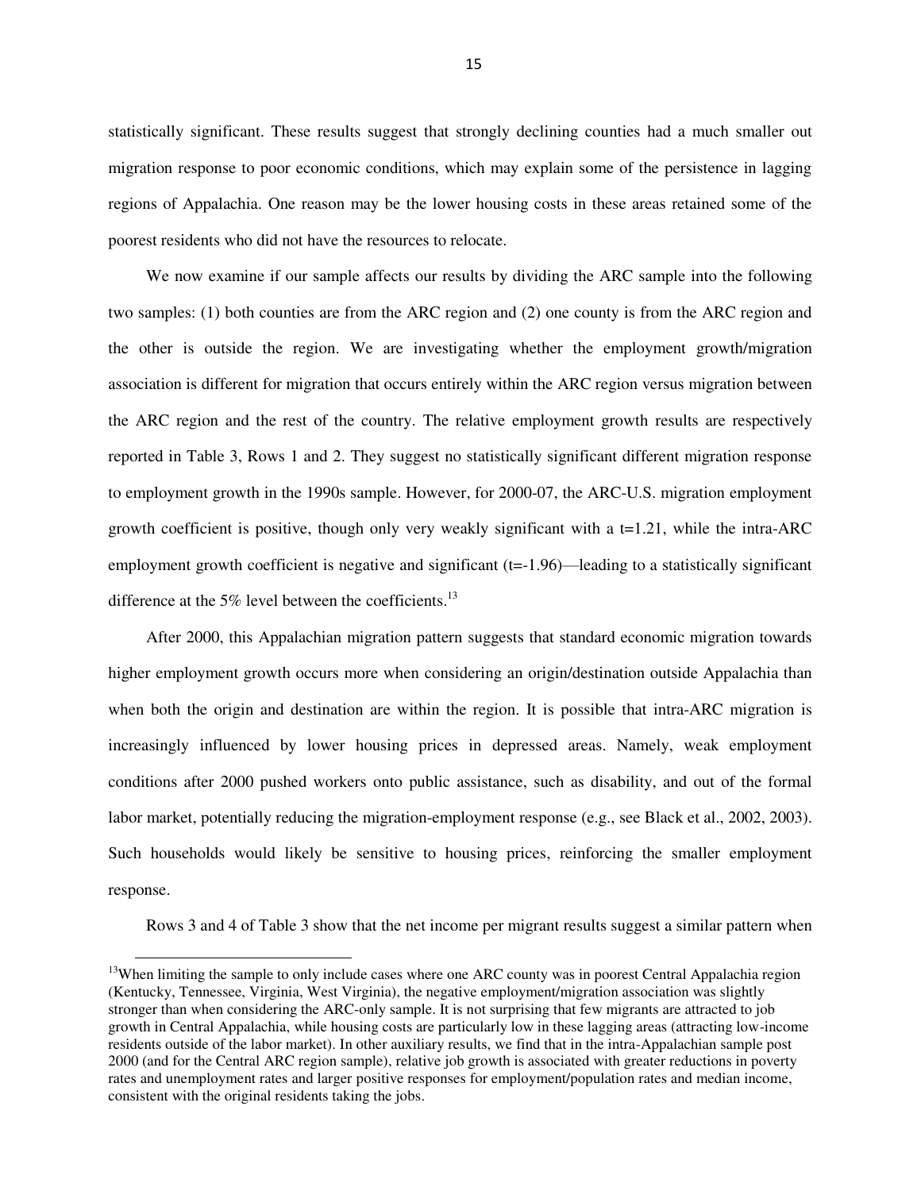statistically significant. These results suggest that strongly declining counties had a much smaller out migration response to poor economic conditions, which may explain some of the persistence in lagging regions of Appalachia. One reason may be the lower housing costs in these areas retained some of the poorest residents who did not have the resources to relocate.

We now examine if our sample affects our results by dividing the ARC sample into the following two samples: (1) both counties are from the ARC region and (2) one county is from the ARC region and the other is outside the region. We are investigating whether the employment growth/migration association is different for migration that occurs entirely within the ARC region versus migration between the ARC region and the rest of the country. The relative employment growth results are respectively reported in Table 3, Rows 1 and 2. They suggest no statistically significant different migration response to employment growth in the 1990s sample. However, for 2000-07, the ARC-U.S. migration employment growth coefficient is positive, though only very weakly significant with a t=1.21, while the intra-ARC employment growth coefficient is negative and significant (t=-1.96)—leading to a statistically significant difference at the 5% level between the coefficients.[13]

After 2000, this Appalachian migration pattern suggests that standard economic migration towards higher employment growth occurs more when considering an origin/destination outside Appalachia than when both the origin and destination are within the region. It is possible that intra-ARC migration is increasingly influenced by lower housing prices in depressed areas. Namely, weak employment conditions after 2000 pushed workers onto public assistance, such as disability, and out of the formal labor market, potentially reducing the migration-employment response (e.g., see Black et al., 2002, 2003). Such households would likely be sensitive to housing prices, reinforcing the smaller employment response.

Rows 3 and 4 of Table 3 show that the net income per migrant results suggest a similar pattern when

[13]When limiting the sample to only include cases where one ARC county was in poorest Central Appalachia region (Kentucky, Tennessee, Virginia, West Virginia), the negative employment/migration association was slightly stronger than when considering the ARC-only sample. It is not surprising that few migrants are attracted to job growth in Central Appalachia, while housing costs are particularly low in these lagging areas (attracting low-income residents outside of the labor market). In other auxiliary results, we find that in the intra-Appalachian sample post 2000 (and for the Central ARC region sample), relative job growth is associated with greater reductions in poverty rates and unemployment rates and larger positive responses for employment/population rates and median income, consistent with the original residents taking the jobs.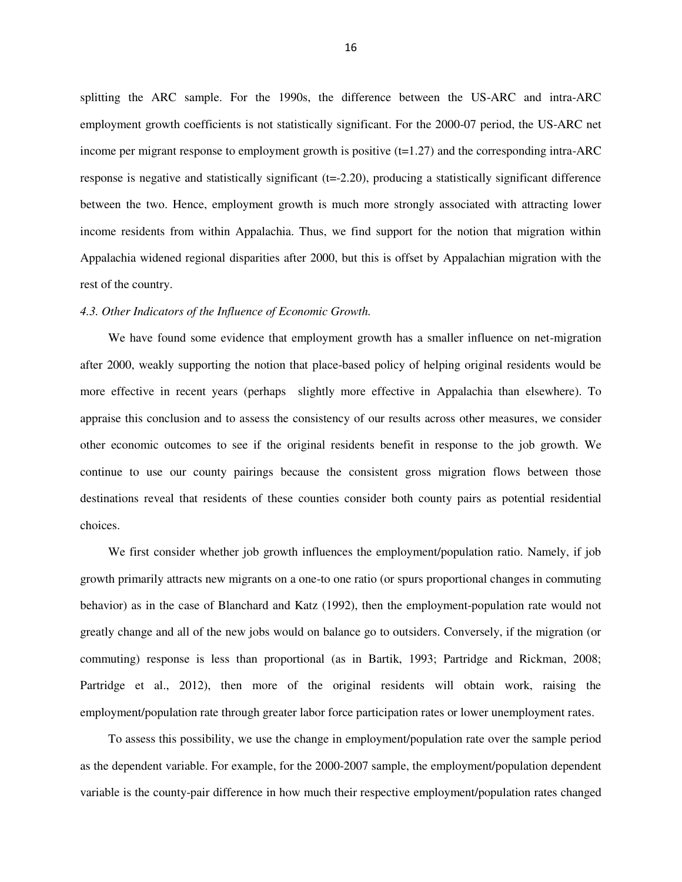splitting the ARC sample. For the 1990s, the difference between the US-ARC and intra-ARC employment growth coefficients is not statistically significant. For the 2000-07 period, the US-ARC net income per migrant response to employment growth is positive (t=1.27) and the corresponding intra-ARC response is negative and statistically significant (t=-2.20), producing a statistically significant difference between the two. Hence, employment growth is much more strongly associated with attracting lower income residents from within Appalachia. Thus, we find support for the notion that migration within Appalachia widened regional disparities after 2000, but this is offset by Appalachian migration with the rest of the country.

*4.3. Other Indicators of the Influence of Economic Growth.*

We have found some evidence that employment growth has a smaller influence on net-migration after 2000, weakly supporting the notion that place-based policy of helping original residents would be more effective in recent years (perhaps slightly more effective in Appalachia than elsewhere). To appraise this conclusion and to assess the consistency of our results across other measures, we consider other economic outcomes to see if the original residents benefit in response to the job growth. We continue to use our county pairings because the consistent gross migration flows between those destinations reveal that residents of these counties consider both county pairs as potential residential choices.

We first consider whether job growth influences the employment/population ratio. Namely, if job growth primarily attracts new migrants on a one-to one ratio (or spurs proportional changes in commuting behavior) as in the case of Blanchard and Katz (1992), then the employment-population rate would not greatly change and all of the new jobs would on balance go to outsiders. Conversely, if the migration (or commuting) response is less than proportional (as in Bartik, 1993; Partridge and Rickman, 2008; Partridge et al., 2012), then more of the original residents will obtain work, raising the employment/population rate through greater labor force participation rates or lower unemployment rates.

To assess this possibility, we use the change in employment/population rate over the sample period as the dependent variable. For example, for the 2000-2007 sample, the employment/population dependent variable is the county-pair difference in how much their respective employment/population rates changed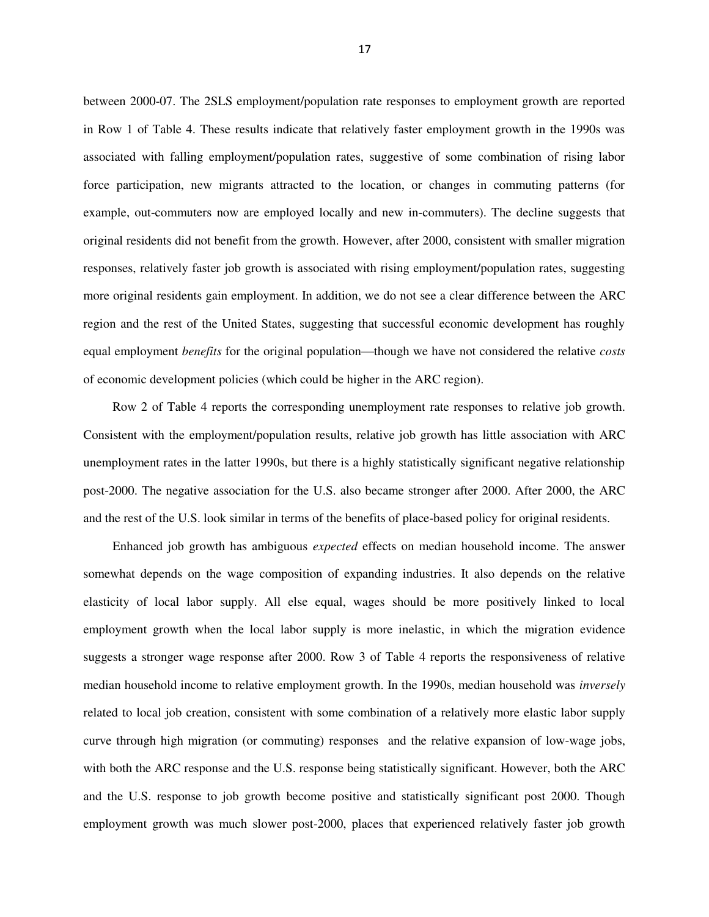between 2000-07. The 2SLS employment/population rate responses to employment growth are reported in Row 1 of Table 4. These results indicate that relatively faster employment growth in the 1990s was associated with falling employment/population rates, suggestive of some combination of rising labor force participation, new migrants attracted to the location, or changes in commuting patterns (for example, out-commuters now are employed locally and new in-commuters). The decline suggests that original residents did not benefit from the growth. However, after 2000, consistent with smaller migration responses, relatively faster job growth is associated with rising employment/population rates, suggesting more original residents gain employment. In addition, we do not see a clear difference between the ARC region and the rest of the United States, suggesting that successful economic development has roughly equal employment *benefits* for the original population—though we have not considered the relative *costs* of economic development policies (which could be higher in the ARC region).

Row 2 of Table 4 reports the corresponding unemployment rate responses to relative job growth. Consistent with the employment/population results, relative job growth has little association with ARC unemployment rates in the latter 1990s, but there is a highly statistically significant negative relationship post-2000. The negative association for the U.S. also became stronger after 2000. After 2000, the ARC and the rest of the U.S. look similar in terms of the benefits of place-based policy for original residents.

Enhanced job growth has ambiguous *expected* effects on median household income. The answer somewhat depends on the wage composition of expanding industries. It also depends on the relative elasticity of local labor supply. All else equal, wages should be more positively linked to local employment growth when the local labor supply is more inelastic, in which the migration evidence suggests a stronger wage response after 2000. Row 3 of Table 4 reports the responsiveness of relative median household income to relative employment growth. In the 1990s, median household was *inversely* related to local job creation, consistent with some combination of a relatively more elastic labor supply curve through high migration (or commuting) responses and the relative expansion of low-wage jobs, with both the ARC response and the U.S. response being statistically significant. However, both the ARC and the U.S. response to job growth become positive and statistically significant post 2000. Though employment growth was much slower post-2000, places that experienced relatively faster job growth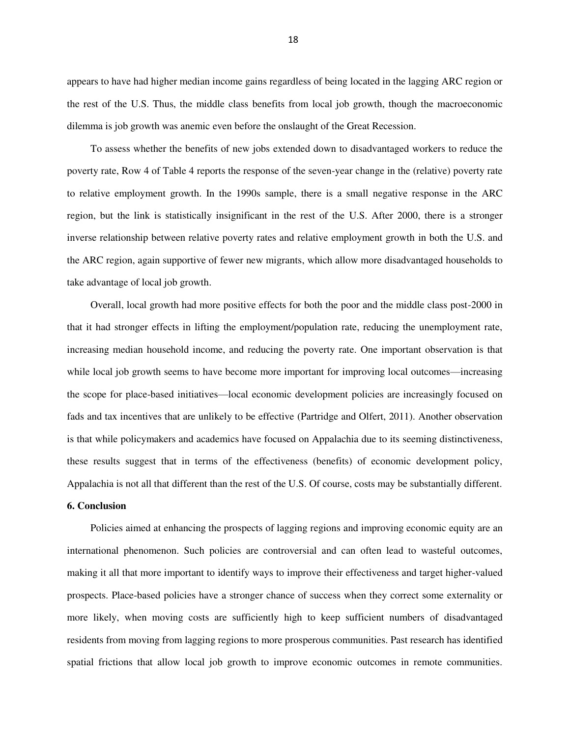appears to have had higher median income gains regardless of being located in the lagging ARC region or the rest of the U.S. Thus, the middle class benefits from local job growth, though the macroeconomic dilemma is job growth was anemic even before the onslaught of the Great Recession.

To assess whether the benefits of new jobs extended down to disadvantaged workers to reduce the poverty rate, Row 4 of Table 4 reports the response of the seven-year change in the (relative) poverty rate to relative employment growth. In the 1990s sample, there is a small negative response in the ARC region, but the link is statistically insignificant in the rest of the U.S. After 2000, there is a stronger inverse relationship between relative poverty rates and relative employment growth in both the U.S. and the ARC region, again supportive of fewer new migrants, which allow more disadvantaged households to take advantage of local job growth.

Overall, local growth had more positive effects for both the poor and the middle class post-2000 in that it had stronger effects in lifting the employment/population rate, reducing the unemployment rate, increasing median household income, and reducing the poverty rate. One important observation is that while local job growth seems to have become more important for improving local outcomes—increasing the scope for place-based initiatives—local economic development policies are increasingly focused on fads and tax incentives that are unlikely to be effective (Partridge and Olfert, 2011). Another observation is that while policymakers and academics have focused on Appalachia due to its seeming distinctiveness, these results suggest that in terms of the effectiveness (benefits) of economic development policy, Appalachia is not all that different than the rest of the U.S. Of course, costs may be substantially different.

## 6. Conclusion

Policies aimed at enhancing the prospects of lagging regions and improving economic equity are an international phenomenon. Such policies are controversial and can often lead to wasteful outcomes, making it all that more important to identify ways to improve their effectiveness and target higher-valued prospects. Place-based policies have a stronger chance of success when they correct some externality or more likely, when moving costs are sufficiently high to keep sufficient numbers of disadvantaged residents from moving from lagging regions to more prosperous communities. Past research has identified spatial frictions that allow local job growth to improve economic outcomes in remote communities.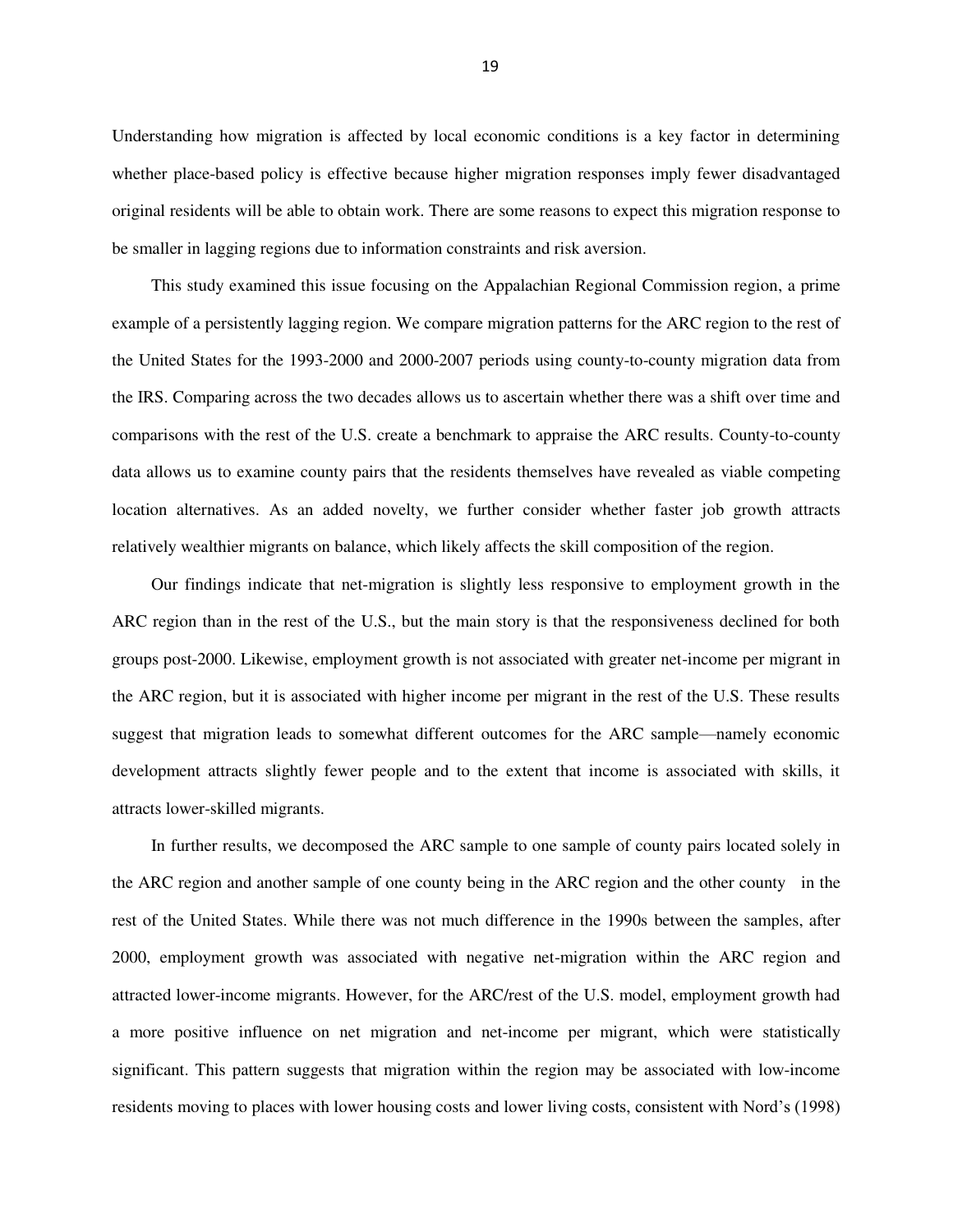Understanding how migration is affected by local economic conditions is a key factor in determining whether place-based policy is effective because higher migration responses imply fewer disadvantaged original residents will be able to obtain work. There are some reasons to expect this migration response to be smaller in lagging regions due to information constraints and risk aversion.

This study examined this issue focusing on the Appalachian Regional Commission region, a prime example of a persistently lagging region. We compare migration patterns for the ARC region to the rest of the United States for the 1993-2000 and 2000-2007 periods using county-to-county migration data from the IRS. Comparing across the two decades allows us to ascertain whether there was a shift over time and comparisons with the rest of the U.S. create a benchmark to appraise the ARC results. County-to-county data allows us to examine county pairs that the residents themselves have revealed as viable competing location alternatives. As an added novelty, we further consider whether faster job growth attracts relatively wealthier migrants on balance, which likely affects the skill composition of the region.

Our findings indicate that net-migration is slightly less responsive to employment growth in the ARC region than in the rest of the U.S., but the main story is that the responsiveness declined for both groups post-2000. Likewise, employment growth is not associated with greater net-income per migrant in the ARC region, but it is associated with higher income per migrant in the rest of the U.S. These results suggest that migration leads to somewhat different outcomes for the ARC sample—namely economic development attracts slightly fewer people and to the extent that income is associated with skills, it attracts lower-skilled migrants.

In further results, we decomposed the ARC sample to one sample of county pairs located solely in the ARC region and another sample of one county being in the ARC region and the other county in the rest of the United States. While there was not much difference in the 1990s between the samples, after 2000, employment growth was associated with negative net-migration within the ARC region and attracted lower-income migrants. However, for the ARC/rest of the U.S. model, employment growth had a more positive influence on net migration and net-income per migrant, which were statistically significant. This pattern suggests that migration within the region may be associated with low-income residents moving to places with lower housing costs and lower living costs, consistent with Nord's (1998)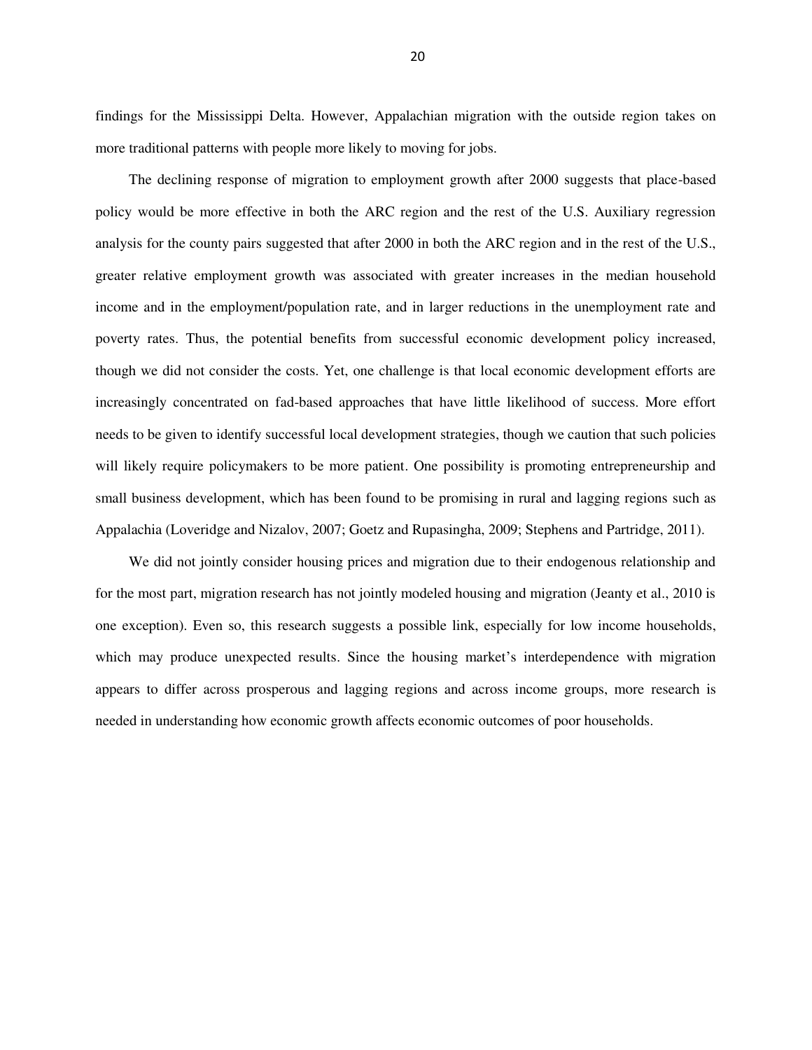findings for the Mississippi Delta. However, Appalachian migration with the outside region takes on more traditional patterns with people more likely to moving for jobs.

The declining response of migration to employment growth after 2000 suggests that place-based policy would be more effective in both the ARC region and the rest of the U.S. Auxiliary regression analysis for the county pairs suggested that after 2000 in both the ARC region and in the rest of the U.S., greater relative employment growth was associated with greater increases in the median household income and in the employment/population rate, and in larger reductions in the unemployment rate and poverty rates. Thus, the potential benefits from successful economic development policy increased, though we did not consider the costs. Yet, one challenge is that local economic development efforts are increasingly concentrated on fad-based approaches that have little likelihood of success. More effort needs to be given to identify successful local development strategies, though we caution that such policies will likely require policymakers to be more patient. One possibility is promoting entrepreneurship and small business development, which has been found to be promising in rural and lagging regions such as Appalachia (Loveridge and Nizalov, 2007; Goetz and Rupasingha, 2009; Stephens and Partridge, 2011).

We did not jointly consider housing prices and migration due to their endogenous relationship and for the most part, migration research has not jointly modeled housing and migration (Jeanty et al., 2010 is one exception). Even so, this research suggests a possible link, especially for low income households, which may produce unexpected results. Since the housing market's interdependence with migration appears to differ across prosperous and lagging regions and across income groups, more research is needed in understanding how economic growth affects economic outcomes of poor households.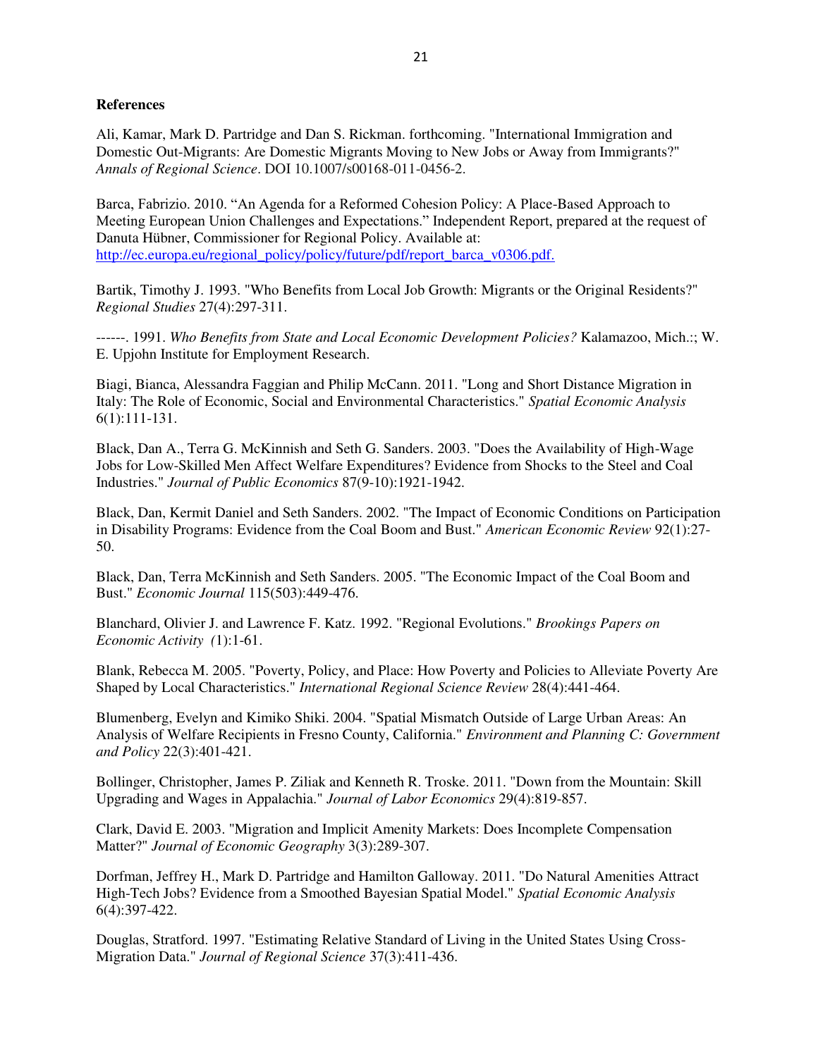**References**

Ali, Kamar, Mark D. Partridge and Dan S. Rickman. forthcoming. "International Immigration and Domestic Out-Migrants: Are Domestic Migrants Moving to New Jobs or Away from Immigrants?" *Annals of Regional Science*. DOI 10.1007/s00168-011-0456-2.

Barca, Fabrizio. 2010. "An Agenda for a Reformed Cohesion Policy: A Place-Based Approach to Meeting European Union Challenges and Expectations." Independent Report, prepared at the request of Danuta Hübner, Commissioner for Regional Policy. Available at: http://ec.europa.eu/regional_policy/policy/future/pdf/report_barca_v0306.pdf.

Bartik, Timothy J. 1993. "Who Benefits from Local Job Growth: Migrants or the Original Residents?" *Regional Studies* 27(4):297-311.

------. 1991. *Who Benefits from State and Local Economic Development Policies?* Kalamazoo, Mich.:; W. E. Upjohn Institute for Employment Research.

Biagi, Bianca, Alessandra Faggian and Philip McCann. 2011. "Long and Short Distance Migration in Italy: The Role of Economic, Social and Environmental Characteristics." *Spatial Economic Analysis* 6(1):111-131.

Black, Dan A., Terra G. McKinnish and Seth G. Sanders. 2003. "Does the Availability of High-Wage Jobs for Low-Skilled Men Affect Welfare Expenditures? Evidence from Shocks to the Steel and Coal Industries." *Journal of Public Economics* 87(9-10):1921-1942.

Black, Dan, Kermit Daniel and Seth Sanders. 2002. "The Impact of Economic Conditions on Participation in Disability Programs: Evidence from the Coal Boom and Bust." *American Economic Review* 92(1):27-50.

Black, Dan, Terra McKinnish and Seth Sanders. 2005. "The Economic Impact of the Coal Boom and Bust." *Economic Journal* 115(503):449-476.

Blanchard, Olivier J. and Lawrence F. Katz. 1992. "Regional Evolutions." *Brookings Papers on Economic Activity* (1):1-61.

Blank, Rebecca M. 2005. "Poverty, Policy, and Place: How Poverty and Policies to Alleviate Poverty Are Shaped by Local Characteristics." *International Regional Science Review* 28(4):441-464.

Blumenberg, Evelyn and Kimiko Shiki. 2004. "Spatial Mismatch Outside of Large Urban Areas: An Analysis of Welfare Recipients in Fresno County, California." *Environment and Planning C: Government and Policy* 22(3):401-421.

Bollinger, Christopher, James P. Ziliak and Kenneth R. Troske. 2011. "Down from the Mountain: Skill Upgrading and Wages in Appalachia." *Journal of Labor Economics* 29(4):819-857.

Clark, David E. 2003. "Migration and Implicit Amenity Markets: Does Incomplete Compensation Matter?" *Journal of Economic Geography* 3(3):289-307.

Dorfman, Jeffrey H., Mark D. Partridge and Hamilton Galloway. 2011. "Do Natural Amenities Attract High-Tech Jobs? Evidence from a Smoothed Bayesian Spatial Model." *Spatial Economic Analysis* 6(4):397-422.

Douglas, Stratford. 1997. "Estimating Relative Standard of Living in the United States Using Cross-Migration Data." *Journal of Regional Science* 37(3):411-436.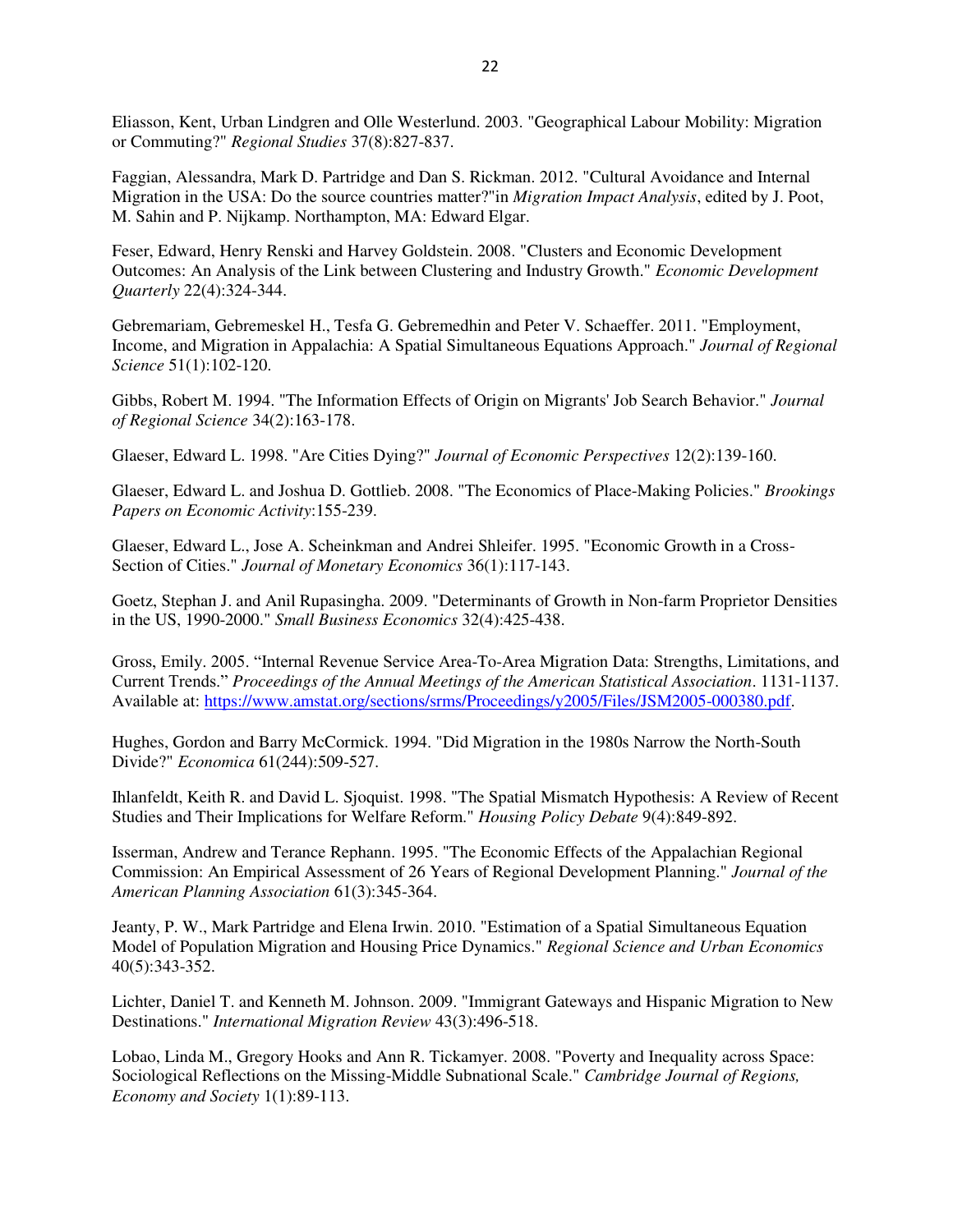Eliasson, Kent, Urban Lindgren and Olle Westerlund. 2003. "Geographical Labour Mobility: Migration or Commuting?" *Regional Studies* 37(8):827-837.

Faggian, Alessandra, Mark D. Partridge and Dan S. Rickman. 2012. "Cultural Avoidance and Internal Migration in the USA: Do the source countries matter?"in *Migration Impact Analysis*, edited by J. Poot, M. Sahin and P. Nijkamp. Northampton, MA: Edward Elgar.

Feser, Edward, Henry Renski and Harvey Goldstein. 2008. "Clusters and Economic Development Outcomes: An Analysis of the Link between Clustering and Industry Growth." *Economic Development Quarterly* 22(4):324-344.

Gebremariam, Gebremeskel H., Tesfa G. Gebremedhin and Peter V. Schaeffer. 2011. "Employment, Income, and Migration in Appalachia: A Spatial Simultaneous Equations Approach." *Journal of Regional Science* 51(1):102-120.

Gibbs, Robert M. 1994. "The Information Effects of Origin on Migrants' Job Search Behavior." *Journal of Regional Science* 34(2):163-178.

Glaeser, Edward L. 1998. "Are Cities Dying?" *Journal of Economic Perspectives* 12(2):139-160.

Glaeser, Edward L. and Joshua D. Gottlieb. 2008. "The Economics of Place-Making Policies." *Brookings Papers on Economic Activity*:155-239.

Glaeser, Edward L., Jose A. Scheinkman and Andrei Shleifer. 1995. "Economic Growth in a Cross-Section of Cities." *Journal of Monetary Economics* 36(1):117-143.

Goetz, Stephan J. and Anil Rupasingha. 2009. "Determinants of Growth in Non-farm Proprietor Densities in the US, 1990-2000." *Small Business Economics* 32(4):425-438.

Gross, Emily. 2005. "Internal Revenue Service Area-To-Area Migration Data: Strengths, Limitations, and Current Trends." *Proceedings of the Annual Meetings of the American Statistical Association*. 1131-1137. Available at: https://www.amstat.org/sections/srms/Proceedings/y2005/Files/JSM2005-000380.pdf.

Hughes, Gordon and Barry McCormick. 1994. "Did Migration in the 1980s Narrow the North-South Divide?" *Economica* 61(244):509-527.

Ihlanfeldt, Keith R. and David L. Sjoquist. 1998. "The Spatial Mismatch Hypothesis: A Review of Recent Studies and Their Implications for Welfare Reform." *Housing Policy Debate* 9(4):849-892.

Isserman, Andrew and Terance Rephann. 1995. "The Economic Effects of the Appalachian Regional Commission: An Empirical Assessment of 26 Years of Regional Development Planning." *Journal of the American Planning Association* 61(3):345-364.

Jeanty, P. W., Mark Partridge and Elena Irwin. 2010. "Estimation of a Spatial Simultaneous Equation Model of Population Migration and Housing Price Dynamics." *Regional Science and Urban Economics* 40(5):343-352.

Lichter, Daniel T. and Kenneth M. Johnson. 2009. "Immigrant Gateways and Hispanic Migration to New Destinations." *International Migration Review* 43(3):496-518.

Lobao, Linda M., Gregory Hooks and Ann R. Tickamyer. 2008. "Poverty and Inequality across Space: Sociological Reflections on the Missing-Middle Subnational Scale." *Cambridge Journal of Regions, Economy and Society* 1(1):89-113.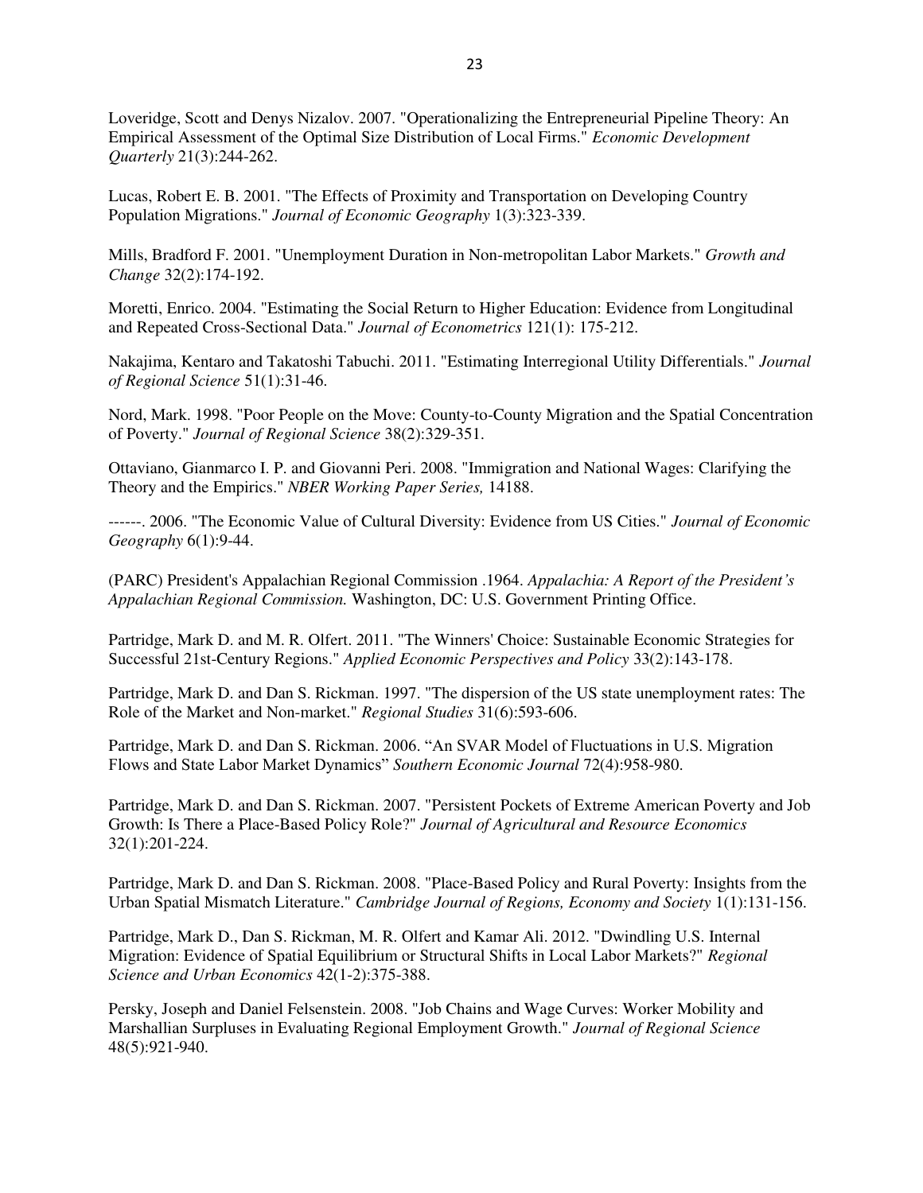Loveridge, Scott and Denys Nizalov. 2007. "Operationalizing the Entrepreneurial Pipeline Theory: An Empirical Assessment of the Optimal Size Distribution of Local Firms." *Economic Development Quarterly* 21(3):244-262.

Lucas, Robert E. B. 2001. "The Effects of Proximity and Transportation on Developing Country Population Migrations." *Journal of Economic Geography* 1(3):323-339.

Mills, Bradford F. 2001. "Unemployment Duration in Non-metropolitan Labor Markets." *Growth and Change* 32(2):174-192.

Moretti, Enrico. 2004. "Estimating the Social Return to Higher Education: Evidence from Longitudinal and Repeated Cross-Sectional Data." *Journal of Econometrics* 121(1): 175-212.

Nakajima, Kentaro and Takatoshi Tabuchi. 2011. "Estimating Interregional Utility Differentials." *Journal of Regional Science* 51(1):31-46.

Nord, Mark. 1998. "Poor People on the Move: County-to-County Migration and the Spatial Concentration of Poverty." *Journal of Regional Science* 38(2):329-351.

Ottaviano, Gianmarco I. P. and Giovanni Peri. 2008. "Immigration and National Wages: Clarifying the Theory and the Empirics." *NBER Working Paper Series,* 14188.

------. 2006. "The Economic Value of Cultural Diversity: Evidence from US Cities." *Journal of Economic Geography* 6(1):9-44.

(PARC) President's Appalachian Regional Commission .1964. *Appalachia: A Report of the President's Appalachian Regional Commission.* Washington, DC: U.S. Government Printing Office.

Partridge, Mark D. and M. R. Olfert. 2011. "The Winners' Choice: Sustainable Economic Strategies for Successful 21st-Century Regions." *Applied Economic Perspectives and Policy* 33(2):143-178.

Partridge, Mark D. and Dan S. Rickman. 1997. "The dispersion of the US state unemployment rates: The Role of the Market and Non-market." *Regional Studies* 31(6):593-606.

Partridge, Mark D. and Dan S. Rickman. 2006. "An SVAR Model of Fluctuations in U.S. Migration Flows and State Labor Market Dynamics" *Southern Economic Journal* 72(4):958-980.

Partridge, Mark D. and Dan S. Rickman. 2007. "Persistent Pockets of Extreme American Poverty and Job Growth: Is There a Place-Based Policy Role?" *Journal of Agricultural and Resource Economics* 32(1):201-224.

Partridge, Mark D. and Dan S. Rickman. 2008. "Place-Based Policy and Rural Poverty: Insights from the Urban Spatial Mismatch Literature." *Cambridge Journal of Regions, Economy and Society* 1(1):131-156.

Partridge, Mark D., Dan S. Rickman, M. R. Olfert and Kamar Ali. 2012. "Dwindling U.S. Internal Migration: Evidence of Spatial Equilibrium or Structural Shifts in Local Labor Markets?" *Regional Science and Urban Economics* 42(1-2):375-388.

Persky, Joseph and Daniel Felsenstein. 2008. "Job Chains and Wage Curves: Worker Mobility and Marshallian Surpluses in Evaluating Regional Employment Growth." *Journal of Regional Science* 48(5):921-940.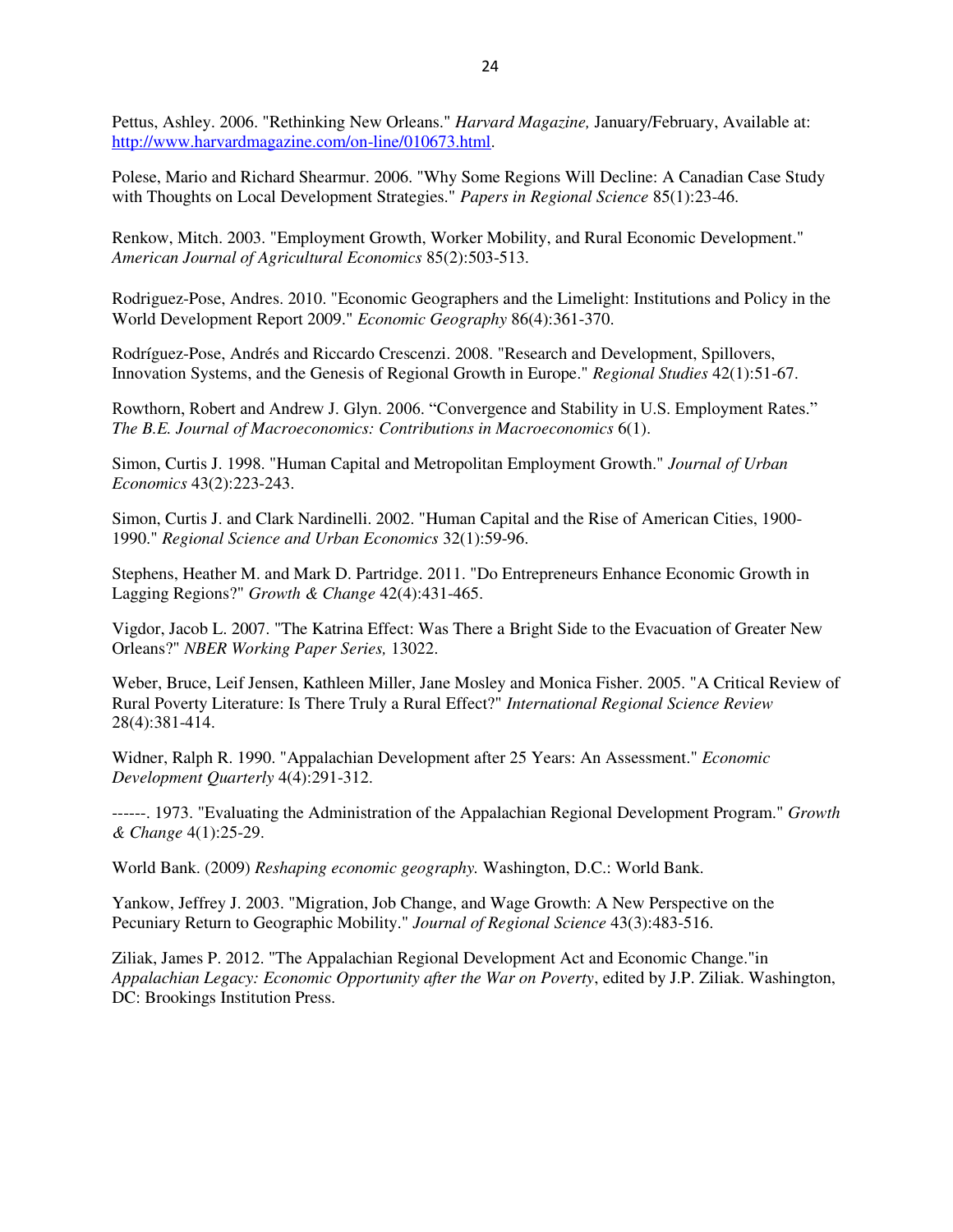Pettus, Ashley. 2006. "Rethinking New Orleans." *Harvard Magazine,* January/February, Available at: http://www.harvardmagazine.com/on-line/010673.html.

Polese, Mario and Richard Shearmur. 2006. "Why Some Regions Will Decline: A Canadian Case Study with Thoughts on Local Development Strategies." *Papers in Regional Science* 85(1):23-46.

Renkow, Mitch. 2003. "Employment Growth, Worker Mobility, and Rural Economic Development." *American Journal of Agricultural Economics* 85(2):503-513.

Rodriguez-Pose, Andres. 2010. "Economic Geographers and the Limelight: Institutions and Policy in the World Development Report 2009." *Economic Geography* 86(4):361-370.

Rodríguez-Pose, Andrés and Riccardo Crescenzi. 2008. "Research and Development, Spillovers, Innovation Systems, and the Genesis of Regional Growth in Europe." *Regional Studies* 42(1):51-67.

Rowthorn, Robert and Andrew J. Glyn. 2006. "Convergence and Stability in U.S. Employment Rates." *The B.E. Journal of Macroeconomics: Contributions in Macroeconomics* 6(1).

Simon, Curtis J. 1998. "Human Capital and Metropolitan Employment Growth." *Journal of Urban Economics* 43(2):223-243.

Simon, Curtis J. and Clark Nardinelli. 2002. "Human Capital and the Rise of American Cities, 1900-1990." *Regional Science and Urban Economics* 32(1):59-96.

Stephens, Heather M. and Mark D. Partridge. 2011. "Do Entrepreneurs Enhance Economic Growth in Lagging Regions?" *Growth & Change* 42(4):431-465.

Vigdor, Jacob L. 2007. "The Katrina Effect: Was There a Bright Side to the Evacuation of Greater New Orleans?" *NBER Working Paper Series,* 13022.

Weber, Bruce, Leif Jensen, Kathleen Miller, Jane Mosley and Monica Fisher. 2005. "A Critical Review of Rural Poverty Literature: Is There Truly a Rural Effect?" *International Regional Science Review* 28(4):381-414.

Widner, Ralph R. 1990. "Appalachian Development after 25 Years: An Assessment." *Economic Development Quarterly* 4(4):291-312.

------. 1973. "Evaluating the Administration of the Appalachian Regional Development Program." *Growth & Change* 4(1):25-29.

World Bank. (2009) *Reshaping economic geography.* Washington, D.C.: World Bank.

Yankow, Jeffrey J. 2003. "Migration, Job Change, and Wage Growth: A New Perspective on the Pecuniary Return to Geographic Mobility." *Journal of Regional Science* 43(3):483-516.

Ziliak, James P. 2012. "The Appalachian Regional Development Act and Economic Change."in *Appalachian Legacy: Economic Opportunity after the War on Poverty*, edited by J.P. Ziliak. Washington, DC: Brookings Institution Press.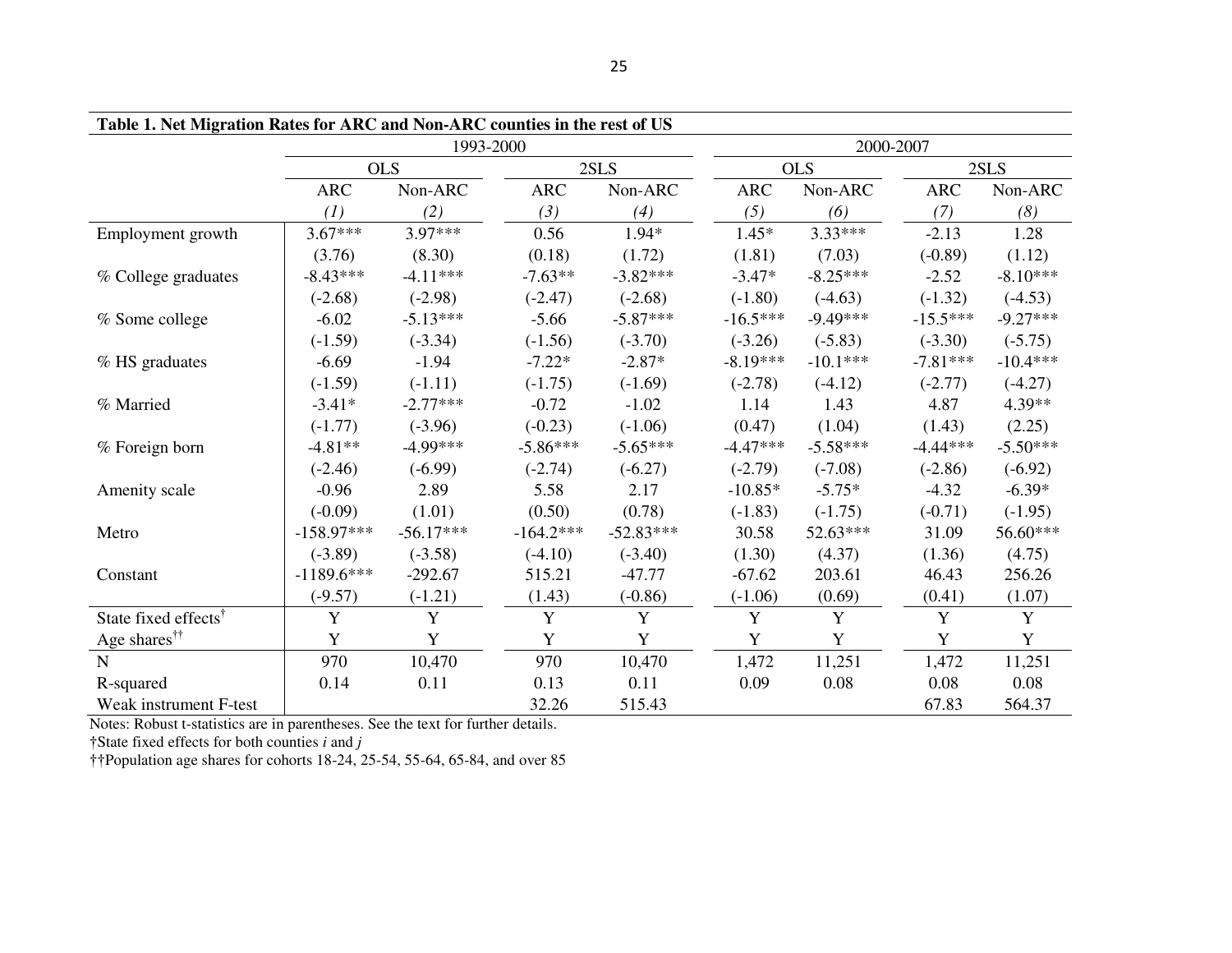**Table 1. Net Migration Rates for ARC and Non-ARC counties in the rest of US**

| | 1993-2000 | | | | 2000-2007 | | | |
|---|---|---|---|---|---|---|---|---|
| | OLS | | 2SLS | | OLS | | 2SLS | |
| | ARC | Non-ARC | ARC | Non-ARC | ARC | Non-ARC | ARC | Non-ARC |
| | *(1)* | *(2)* | *(3)* | *(4)* | *(5)* | *(6)* | *(7)* | *(8)* |
| Employment growth | 3.67*** | 3.97*** | 0.56 | 1.94* | 1.45* | 3.33*** | -2.13 | 1.28 |
| | (3.76) | (8.30) | (0.18) | (1.72) | (1.81) | (7.03) | (-0.89) | (1.12) |
| % College graduates | -8.43*** | -4.11*** | -7.63** | -3.82*** | -3.47* | -8.25*** | -2.52 | -8.10*** |
| | (-2.68) | (-2.98) | (-2.47) | (-2.68) | (-1.80) | (-4.63) | (-1.32) | (-4.53) |
| % Some college | -6.02 | -5.13*** | -5.66 | -5.87*** | -16.5*** | -9.49*** | -15.5*** | -9.27*** |
| | (-1.59) | (-3.34) | (-1.56) | (-3.70) | (-3.26) | (-5.83) | (-3.30) | (-5.75) |
| % HS graduates | -6.69 | -1.94 | -7.22* | -2.87* | -8.19*** | -10.1*** | -7.81*** | -10.4*** |
| | (-1.59) | (-1.11) | (-1.75) | (-1.69) | (-2.78) | (-4.12) | (-2.77) | (-4.27) |
| % Married | -3.41* | -2.77*** | -0.72 | -1.02 | 1.14 | 1.43 | 4.87 | 4.39** |
| | (-1.77) | (-3.96) | (-0.23) | (-1.06) | (0.47) | (1.04) | (1.43) | (2.25) |
| % Foreign born | -4.81** | -4.99*** | -5.86*** | -5.65*** | -4.47*** | -5.58*** | -4.44*** | -5.50*** |
| | (-2.46) | (-6.99) | (-2.74) | (-6.27) | (-2.79) | (-7.08) | (-2.86) | (-6.92) |
| Amenity scale | -0.96 | 2.89 | 5.58 | 2.17 | -10.85* | -5.75* | -4.32 | -6.39* |
| | (-0.09) | (1.01) | (0.50) | (0.78) | (-1.83) | (-1.75) | (-0.71) | (-1.95) |
| Metro | -158.97*** | -56.17*** | -164.2*** | -52.83*** | 30.58 | 52.63*** | 31.09 | 56.60*** |
| | (-3.89) | (-3.58) | (-4.10) | (-3.40) | (1.30) | (4.37) | (1.36) | (4.75) |
| Constant | -1189.6*** | -292.67 | 515.21 | -47.77 | -67.62 | 203.61 | 46.43 | 256.26 |
| | (-9.57) | (-1.21) | (1.43) | (-0.86) | (-1.06) | (0.69) | (0.41) | (1.07) |
| State fixed effects† | Y | Y | Y | Y | Y | Y | Y | Y |
| Age shares†† | Y | Y | Y | Y | Y | Y | Y | Y |
| N | 970 | 10,470 | 970 | 10,470 | 1,472 | 11,251 | 1,472 | 11,251 |
| R-squared | 0.14 | 0.11 | 0.13 | 0.11 | 0.09 | 0.08 | 0.08 | 0.08 |
| Weak instrument F-test | | | 32.26 | 515.43 | | | 67.83 | 564.37 |

Notes: Robust t-statistics are in parentheses. See the text for further details.

†State fixed effects for both counties *i* and *j*

††Population age shares for cohorts 18-24, 25-54, 55-64, 65-84, and over 85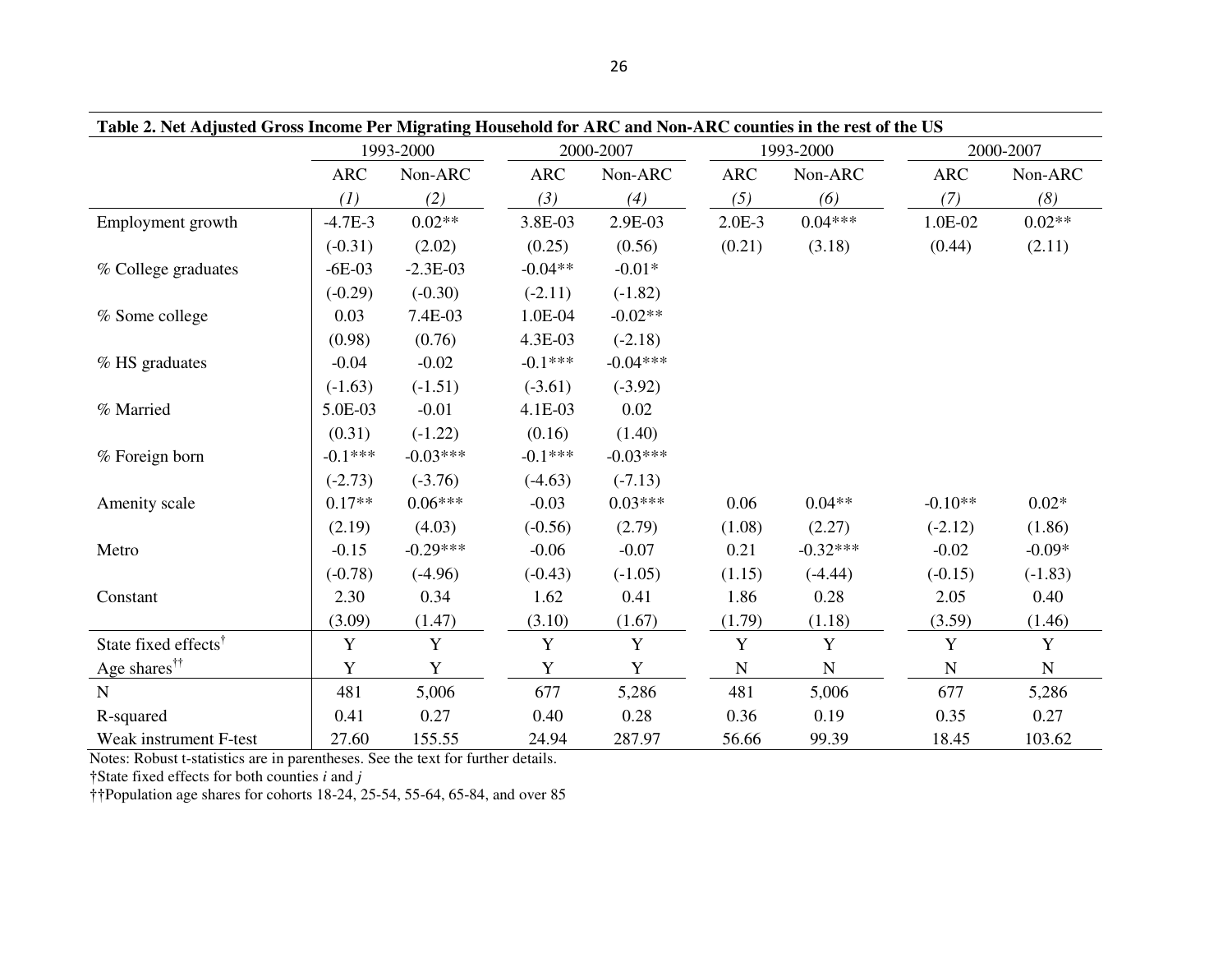**Table 2. Net Adjusted Gross Income Per Migrating Household for ARC and Non-ARC counties in the rest of the US**

| | 1993-2000 | | 2000-2007 | | 1993-2000 | | 2000-2007 | |
|---|---|---|---|---|---|---|---|---|
| | ARC | Non-ARC | ARC | Non-ARC | ARC | Non-ARC | ARC | Non-ARC |
| | *(1)* | *(2)* | *(3)* | *(4)* | *(5)* | *(6)* | *(7)* | *(8)* |
| Employment growth | -4.7E-3 | 0.02** | 3.8E-03 | 2.9E-03 | 2.0E-3 | 0.04*** | 1.0E-02 | 0.02** |
| | (-0.31) | (2.02) | (0.25) | (0.56) | (0.21) | (3.18) | (0.44) | (2.11) |
| % College graduates | -6E-03 | -2.3E-03 | -0.04** | -0.01* | | | | |
| | (-0.29) | (-0.30) | (-2.11) | (-1.82) | | | | |
| % Some college | 0.03 | 7.4E-03 | 1.0E-04 | -0.02** | | | | |
| | (0.98) | (0.76) | 4.3E-03 | (-2.18) | | | | |
| % HS graduates | -0.04 | -0.02 | -0.1*** | -0.04*** | | | | |
| | (-1.63) | (-1.51) | (-3.61) | (-3.92) | | | | |
| % Married | 5.0E-03 | -0.01 | 4.1E-03 | 0.02 | | | | |
| | (0.31) | (-1.22) | (0.16) | (1.40) | | | | |
| % Foreign born | -0.1*** | -0.03*** | -0.1*** | -0.03*** | | | | |
| | (-2.73) | (-3.76) | (-4.63) | (-7.13) | | | | |
| Amenity scale | 0.17** | 0.06*** | -0.03 | 0.03*** | 0.06 | 0.04** | -0.10** | 0.02* |
| | (2.19) | (4.03) | (-0.56) | (2.79) | (1.08) | (2.27) | (-2.12) | (1.86) |
| Metro | -0.15 | -0.29*** | -0.06 | -0.07 | 0.21 | -0.32*** | -0.02 | -0.09* |
| | (-0.78) | (-4.96) | (-0.43) | (-1.05) | (1.15) | (-4.44) | (-0.15) | (-1.83) |
| Constant | 2.30 | 0.34 | 1.62 | 0.41 | 1.86 | 0.28 | 2.05 | 0.40 |
| | (3.09) | (1.47) | (3.10) | (1.67) | (1.79) | (1.18) | (3.59) | (1.46) |
| State fixed effects† | Y | Y | Y | Y | Y | Y | Y | Y |
| Age shares†† | Y | Y | Y | Y | N | N | N | N |
| N | 481 | 5,006 | 677 | 5,286 | 481 | 5,006 | 677 | 5,286 |
| R-squared | 0.41 | 0.27 | 0.40 | 0.28 | 0.36 | 0.19 | 0.35 | 0.27 |
| Weak instrument F-test | 27.60 | 155.55 | 24.94 | 287.97 | 56.66 | 99.39 | 18.45 | 103.62 |

Notes: Robust t-statistics are in parentheses. See the text for further details.

†State fixed effects for both counties *i* and *j*

††Population age shares for cohorts 18-24, 25-54, 55-64, 65-84, and over 85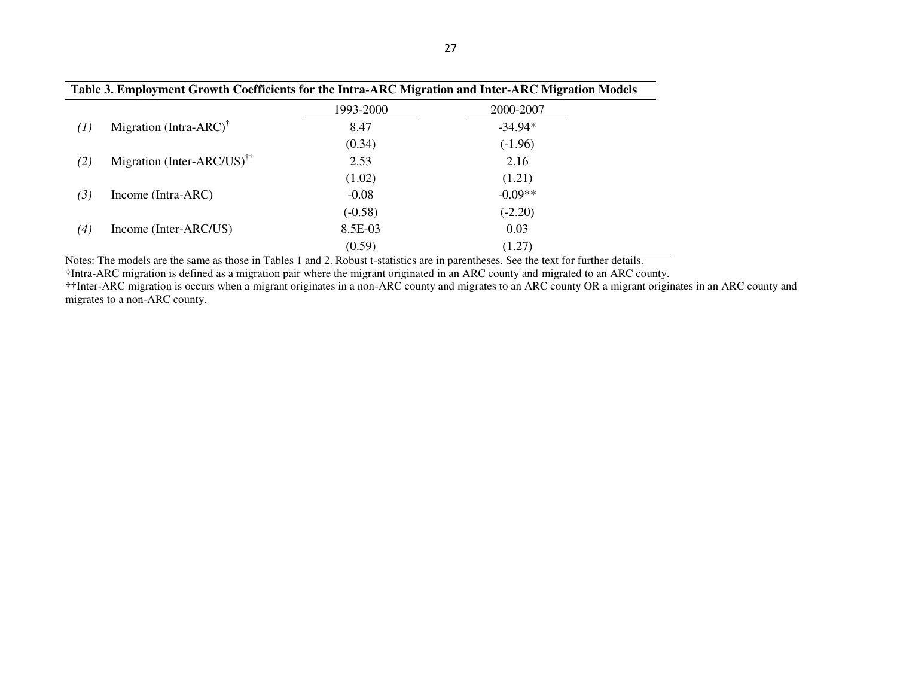**Table 3. Employment Growth Coefficients for the Intra-ARC Migration and Inter-ARC Migration Models**

| | | 1993-2000 | 2000-2007 |
|---|---|---|---|
| *(1)* | Migration (Intra-ARC)† | 8.47 | -34.94* |
| | | (0.34) | (-1.96) |
| *(2)* | Migration (Inter-ARC/US)†† | 2.53 | 2.16 |
| | | (1.02) | (1.21) |
| *(3)* | Income (Intra-ARC) | -0.08 | -0.09** |
| | | (-0.58) | (-2.20) |
| *(4)* | Income (Inter-ARC/US) | 8.5E-03 | 0.03 |
| | | (0.59) | (1.27) |

Notes: The models are the same as those in Tables 1 and 2. Robust t-statistics are in parentheses. See the text for further details.

†Intra-ARC migration is defined as a migration pair where the migrant originated in an ARC county and migrated to an ARC county.

††Inter-ARC migration is occurs when a migrant originates in a non-ARC county and migrates to an ARC county OR a migrant originates in an ARC county and migrates to a non-ARC county.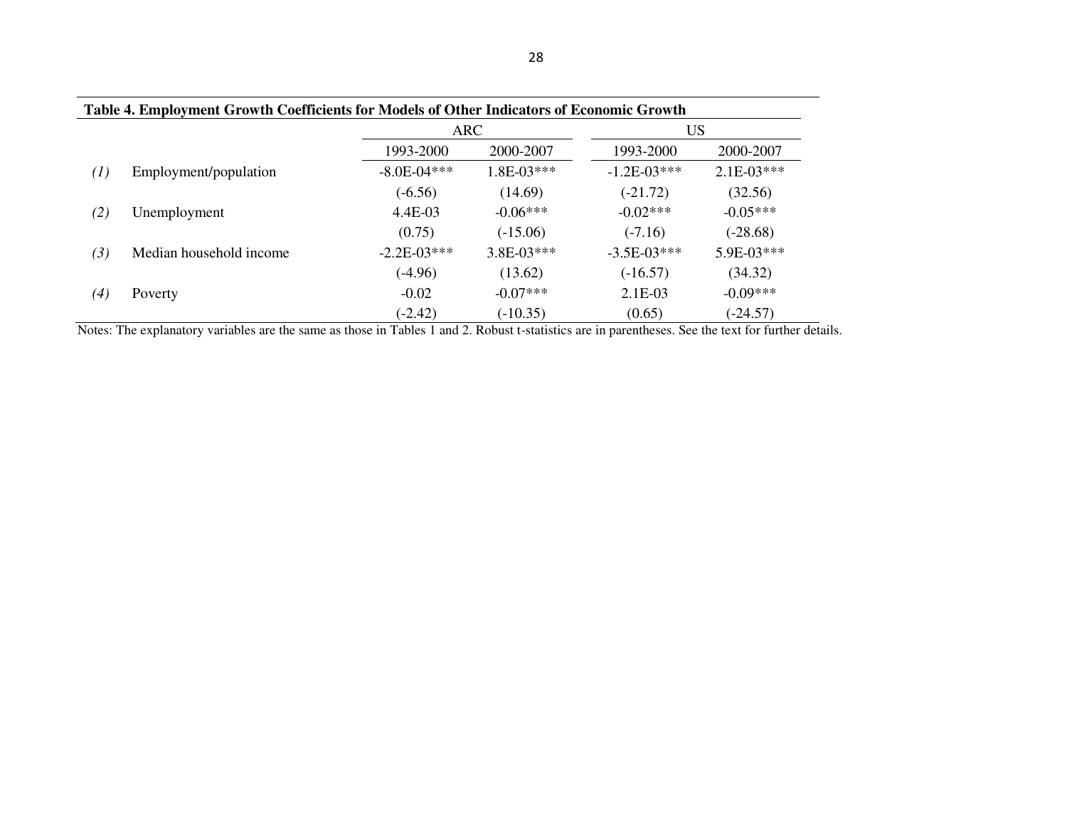**Table 4. Employment Growth Coefficients for Models of Other Indicators of Economic Growth**

| | | ARC | | US | |
|---|---|---|---|---|---|
| | | 1993-2000 | 2000-2007 | 1993-2000 | 2000-2007 |
| *(1)* | Employment/population | -8.0E-04*** | 1.8E-03*** | -1.2E-03*** | 2.1E-03*** |
| | | (-6.56) | (14.69) | (-21.72) | (32.56) |
| *(2)* | Unemployment | 4.4E-03 | -0.06*** | -0.02*** | -0.05*** |
| | | (0.75) | (-15.06) | (-7.16) | (-28.68) |
| *(3)* | Median household income | -2.2E-03*** | 3.8E-03*** | -3.5E-03*** | 5.9E-03*** |
| | | (-4.96) | (13.62) | (-16.57) | (34.32) |
| *(4)* | Poverty | -0.02 | -0.07*** | 2.1E-03 | -0.09*** |
| | | (-2.42) | (-10.35) | (0.65) | (-24.57) |

Notes: The explanatory variables are the same as those in Tables 1 and 2. Robust t-statistics are in parentheses. See the text for further details.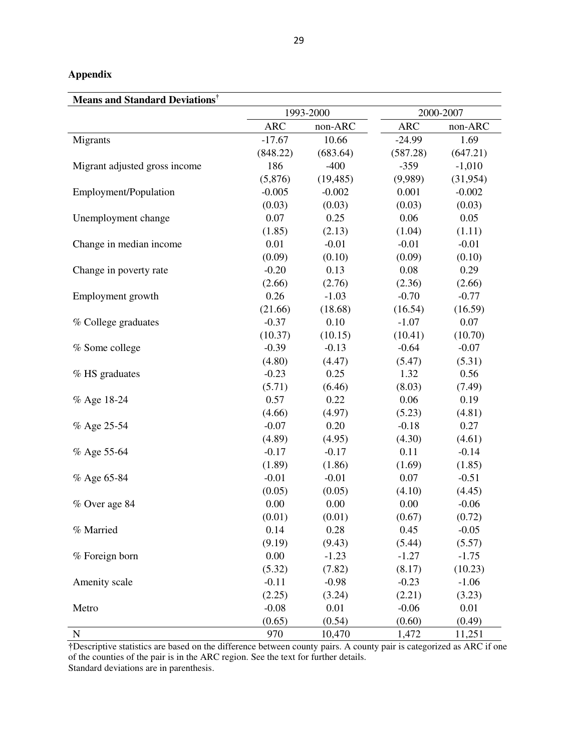**Appendix**

| Means and Standard Deviations[†] | | | | |
|---|---|---|---|---|
| | 1993-2000 | | 2000-2007 | |
| | ARC | non-ARC | ARC | non-ARC |
| Migrants | -17.67 | 10.66 | -24.99 | 1.69 |
| | (848.22) | (683.64) | (587.28) | (647.21) |
| Migrant adjusted gross income | 186 | -400 | -359 | -1,010 |
| | (5,876) | (19,485) | (9,989) | (31,954) |
| Employment/Population | -0.005 | -0.002 | 0.001 | -0.002 |
| | (0.03) | (0.03) | (0.03) | (0.03) |
| Unemployment change | 0.07 | 0.25 | 0.06 | 0.05 |
| | (1.85) | (2.13) | (1.04) | (1.11) |
| Change in median income | 0.01 | -0.01 | -0.01 | -0.01 |
| | (0.09) | (0.10) | (0.09) | (0.10) |
| Change in poverty rate | -0.20 | 0.13 | 0.08 | 0.29 |
| | (2.66) | (2.76) | (2.36) | (2.66) |
| Employment growth | 0.26 | -1.03 | -0.70 | -0.77 |
| | (21.66) | (18.68) | (16.54) | (16.59) |
| % College graduates | -0.37 | 0.10 | -1.07 | 0.07 |
| | (10.37) | (10.15) | (10.41) | (10.70) |
| % Some college | -0.39 | -0.13 | -0.64 | -0.07 |
| | (4.80) | (4.47) | (5.47) | (5.31) |
| % HS graduates | -0.23 | 0.25 | 1.32 | 0.56 |
| | (5.71) | (6.46) | (8.03) | (7.49) |
| % Age 18-24 | 0.57 | 0.22 | 0.06 | 0.19 |
| | (4.66) | (4.97) | (5.23) | (4.81) |
| % Age 25-54 | -0.07 | 0.20 | -0.18 | 0.27 |
| | (4.89) | (4.95) | (4.30) | (4.61) |
| % Age 55-64 | -0.17 | -0.17 | 0.11 | -0.14 |
| | (1.89) | (1.86) | (1.69) | (1.85) |
| % Age 65-84 | -0.01 | -0.01 | 0.07 | -0.51 |
| | (0.05) | (0.05) | (4.10) | (4.45) |
| % Over age 84 | 0.00 | 0.00 | 0.00 | -0.06 |
| | (0.01) | (0.01) | (0.67) | (0.72) |
| % Married | 0.14 | 0.28 | 0.45 | -0.05 |
| | (9.19) | (9.43) | (5.44) | (5.57) |
| % Foreign born | 0.00 | -1.23 | -1.27 | -1.75 |
| | (5.32) | (7.82) | (8.17) | (10.23) |
| Amenity scale | -0.11 | -0.98 | -0.23 | -1.06 |
| | (2.25) | (3.24) | (2.21) | (3.23) |
| Metro | -0.08 | 0.01 | -0.06 | 0.01 |
| | (0.65) | (0.54) | (0.60) | (0.49) |
| N | 970 | 10,470 | 1,472 | 11,251 |

†Descriptive statistics are based on the difference between county pairs. A county pair is categorized as ARC if one of the counties of the pair is in the ARC region. See the text for further details.
Standard deviations are in parenthesis.